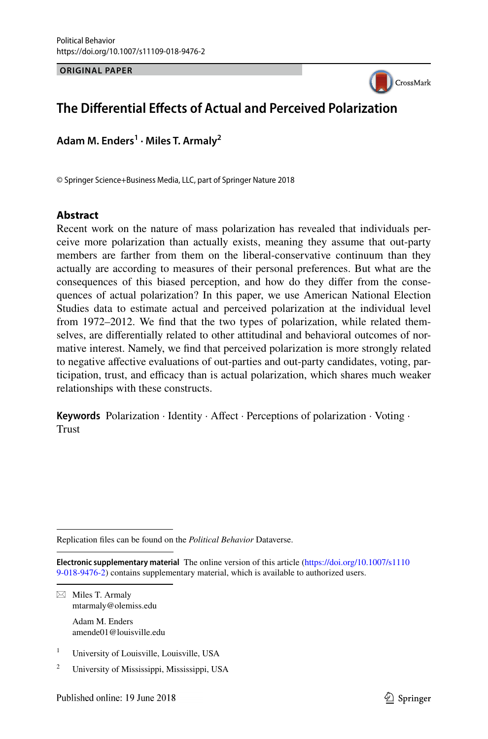Political Behavior
https://doi.org/10.1007/s11109-018-9476-2

**ORIGINAL PAPER**

# The Differential Effects of Actual and Perceived Polarization

**Adam M. Enders[1] · Miles T. Armaly[2]**

© Springer Science+Business Media, LLC, part of Springer Nature 2018

## Abstract

Recent work on the nature of mass polarization has revealed that individuals perceive more polarization than actually exists, meaning they assume that out-party members are farther from them on the liberal-conservative continuum than they actually are according to measures of their personal preferences. But what are the consequences of this biased perception, and how do they differ from the consequences of actual polarization? In this paper, we use American National Election Studies data to estimate actual and perceived polarization at the individual level from 1972–2012. We find that the two types of polarization, while related themselves, are differentially related to other attitudinal and behavioral outcomes of normative interest. Namely, we find that perceived polarization is more strongly related to negative affective evaluations of out-parties and out-party candidates, voting, participation, trust, and efficacy than is actual polarization, which shares much weaker relationships with these constructs.

**Keywords** Polarization · Identity · Affect · Perceptions of polarization · Voting · Trust

---

Replication files can be found on the *Political Behavior* Dataverse.

**Electronic supplementary material** The online version of this article (https://doi.org/10.1007/s11109-018-9476-2) contains supplementary material, which is available to authorized users.

✉ Miles T. Armaly
mtarmaly@olemiss.edu

Adam M. Enders
amende01@louisville.edu

[1] University of Louisville, Louisville, USA

[2] University of Mississippi, Mississippi, USA

Published online: 19 June 2018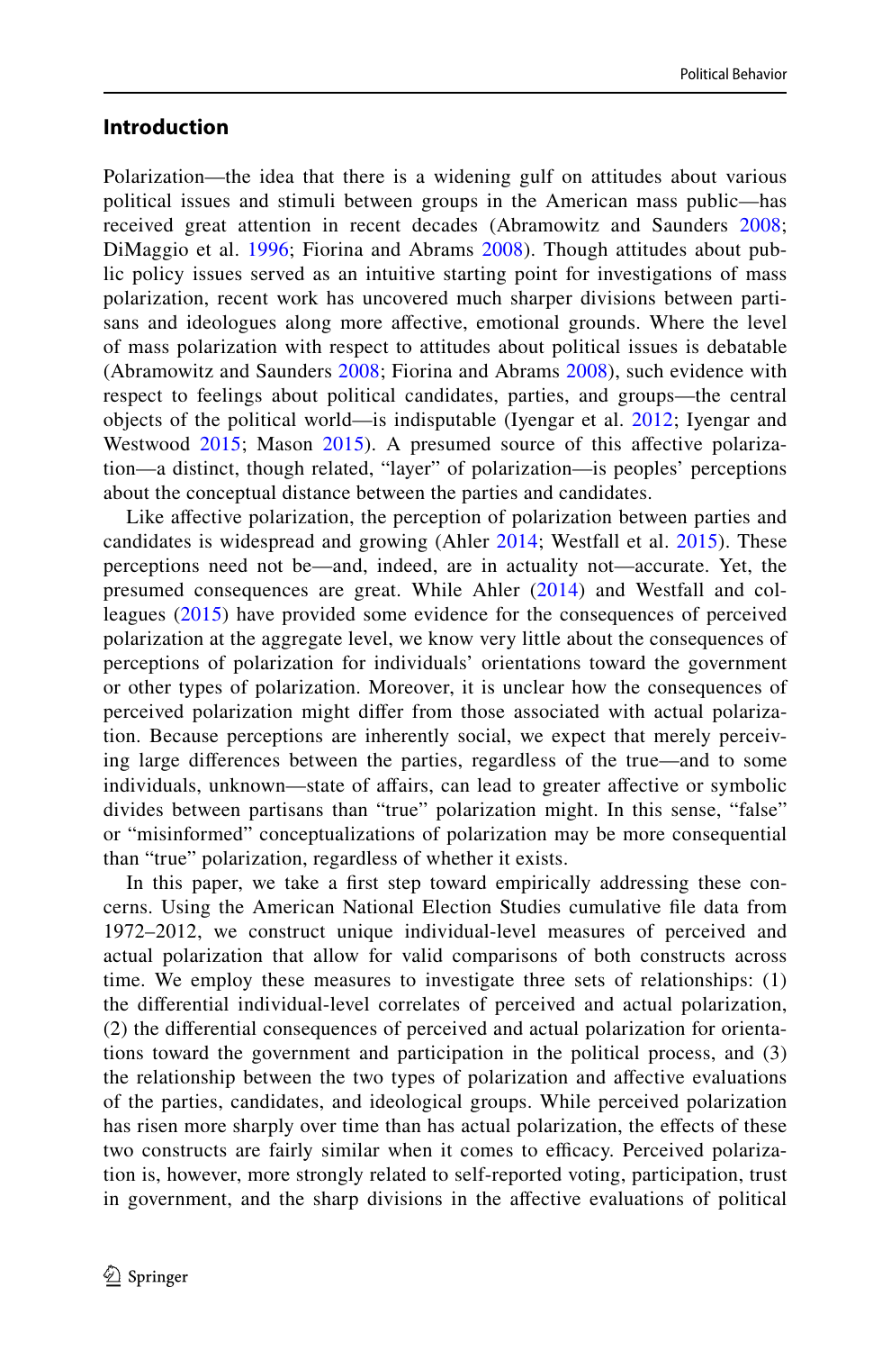## Introduction

Polarization—the idea that there is a widening gulf on attitudes about various political issues and stimuli between groups in the American mass public—has received great attention in recent decades (Abramowitz and Saunders 2008; DiMaggio et al. 1996; Fiorina and Abrams 2008). Though attitudes about public policy issues served as an intuitive starting point for investigations of mass polarization, recent work has uncovered much sharper divisions between partisans and ideologues along more affective, emotional grounds. Where the level of mass polarization with respect to attitudes about political issues is debatable (Abramowitz and Saunders 2008; Fiorina and Abrams 2008), such evidence with respect to feelings about political candidates, parties, and groups—the central objects of the political world—is indisputable (Iyengar et al. 2012; Iyengar and Westwood 2015; Mason 2015). A presumed source of this affective polarization—a distinct, though related, "layer" of polarization—is peoples' perceptions about the conceptual distance between the parties and candidates.

Like affective polarization, the perception of polarization between parties and candidates is widespread and growing (Ahler 2014; Westfall et al. 2015). These perceptions need not be—and, indeed, are in actuality not—accurate. Yet, the presumed consequences are great. While Ahler (2014) and Westfall and colleagues (2015) have provided some evidence for the consequences of perceived polarization at the aggregate level, we know very little about the consequences of perceptions of polarization for individuals' orientations toward the government or other types of polarization. Moreover, it is unclear how the consequences of perceived polarization might differ from those associated with actual polarization. Because perceptions are inherently social, we expect that merely perceiving large differences between the parties, regardless of the true—and to some individuals, unknown—state of affairs, can lead to greater affective or symbolic divides between partisans than "true" polarization might. In this sense, "false" or "misinformed" conceptualizations of polarization may be more consequential than "true" polarization, regardless of whether it exists.

In this paper, we take a first step toward empirically addressing these concerns. Using the American National Election Studies cumulative file data from 1972–2012, we construct unique individual-level measures of perceived and actual polarization that allow for valid comparisons of both constructs across time. We employ these measures to investigate three sets of relationships: (1) the differential individual-level correlates of perceived and actual polarization, (2) the differential consequences of perceived and actual polarization for orientations toward the government and participation in the political process, and (3) the relationship between the two types of polarization and affective evaluations of the parties, candidates, and ideological groups. While perceived polarization has risen more sharply over time than has actual polarization, the effects of these two constructs are fairly similar when it comes to efficacy. Perceived polarization is, however, more strongly related to self-reported voting, participation, trust in government, and the sharp divisions in the affective evaluations of political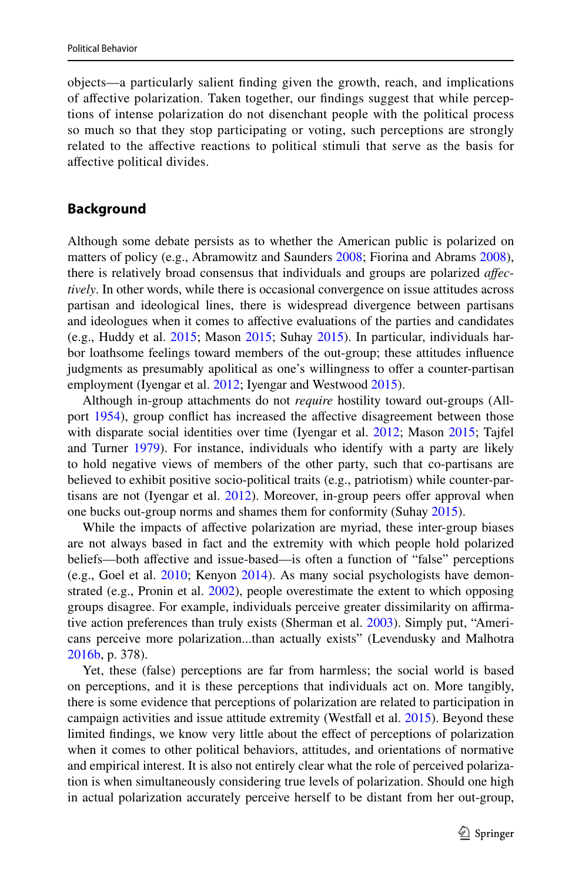objects—a particularly salient finding given the growth, reach, and implications of affective polarization. Taken together, our findings suggest that while perceptions of intense polarization do not disenchant people with the political process so much so that they stop participating or voting, such perceptions are strongly related to the affective reactions to political stimuli that serve as the basis for affective political divides.

## Background

Although some debate persists as to whether the American public is polarized on matters of policy (e.g., Abramowitz and Saunders 2008; Fiorina and Abrams 2008), there is relatively broad consensus that individuals and groups are polarized *affectively*. In other words, while there is occasional convergence on issue attitudes across partisan and ideological lines, there is widespread divergence between partisans and ideologues when it comes to affective evaluations of the parties and candidates (e.g., Huddy et al. 2015; Mason 2015; Suhay 2015). In particular, individuals harbor loathsome feelings toward members of the out-group; these attitudes influence judgments as presumably apolitical as one's willingness to offer a counter-partisan employment (Iyengar et al. 2012; Iyengar and Westwood 2015).

Although in-group attachments do not *require* hostility toward out-groups (Allport 1954), group conflict has increased the affective disagreement between those with disparate social identities over time (Iyengar et al. 2012; Mason 2015; Tajfel and Turner 1979). For instance, individuals who identify with a party are likely to hold negative views of members of the other party, such that co-partisans are believed to exhibit positive socio-political traits (e.g., patriotism) while counter-partisans are not (Iyengar et al. 2012). Moreover, in-group peers offer approval when one bucks out-group norms and shames them for conformity (Suhay 2015).

While the impacts of affective polarization are myriad, these inter-group biases are not always based in fact and the extremity with which people hold polarized beliefs—both affective and issue-based—is often a function of "false" perceptions (e.g., Goel et al. 2010; Kenyon 2014). As many social psychologists have demonstrated (e.g., Pronin et al. 2002), people overestimate the extent to which opposing groups disagree. For example, individuals perceive greater dissimilarity on affirmative action preferences than truly exists (Sherman et al. 2003). Simply put, "Americans perceive more polarization...than actually exists" (Levendusky and Malhotra 2016b, p. 378).

Yet, these (false) perceptions are far from harmless; the social world is based on perceptions, and it is these perceptions that individuals act on. More tangibly, there is some evidence that perceptions of polarization are related to participation in campaign activities and issue attitude extremity (Westfall et al. 2015). Beyond these limited findings, we know very little about the effect of perceptions of polarization when it comes to other political behaviors, attitudes, and orientations of normative and empirical interest. It is also not entirely clear what the role of perceived polarization is when simultaneously considering true levels of polarization. Should one high in actual polarization accurately perceive herself to be distant from her out-group,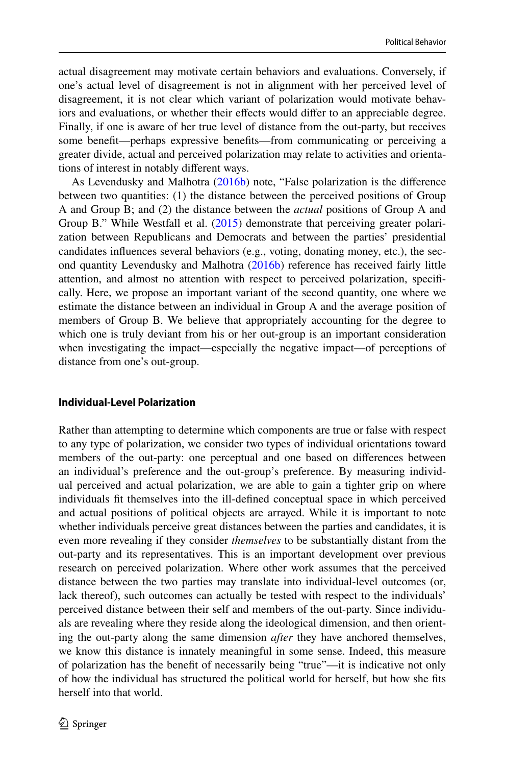actual disagreement may motivate certain behaviors and evaluations. Conversely, if one's actual level of disagreement is not in alignment with her perceived level of disagreement, it is not clear which variant of polarization would motivate behaviors and evaluations, or whether their effects would differ to an appreciable degree. Finally, if one is aware of her true level of distance from the out-party, but receives some benefit—perhaps expressive benefits—from communicating or perceiving a greater divide, actual and perceived polarization may relate to activities and orientations of interest in notably different ways.

As Levendusky and Malhotra (2016b) note, "False polarization is the difference between two quantities: (1) the distance between the perceived positions of Group A and Group B; and (2) the distance between the *actual* positions of Group A and Group B." While Westfall et al. (2015) demonstrate that perceiving greater polarization between Republicans and Democrats and between the parties' presidential candidates influences several behaviors (e.g., voting, donating money, etc.), the second quantity Levendusky and Malhotra (2016b) reference has received fairly little attention, and almost no attention with respect to perceived polarization, specifically. Here, we propose an important variant of the second quantity, one where we estimate the distance between an individual in Group A and the average position of members of Group B. We believe that appropriately accounting for the degree to which one is truly deviant from his or her out-group is an important consideration when investigating the impact—especially the negative impact—of perceptions of distance from one's out-group.

## Individual-Level Polarization

Rather than attempting to determine which components are true or false with respect to any type of polarization, we consider two types of individual orientations toward members of the out-party: one perceptual and one based on differences between an individual's preference and the out-group's preference. By measuring individual perceived and actual polarization, we are able to gain a tighter grip on where individuals fit themselves into the ill-defined conceptual space in which perceived and actual positions of political objects are arrayed. While it is important to note whether individuals perceive great distances between the parties and candidates, it is even more revealing if they consider *themselves* to be substantially distant from the out-party and its representatives. This is an important development over previous research on perceived polarization. Where other work assumes that the perceived distance between the two parties may translate into individual-level outcomes (or, lack thereof), such outcomes can actually be tested with respect to the individuals' perceived distance between their self and members of the out-party. Since individuals are revealing where they reside along the ideological dimension, and then orienting the out-party along the same dimension *after* they have anchored themselves, we know this distance is innately meaningful in some sense. Indeed, this measure of polarization has the benefit of necessarily being "true"—it is indicative not only of how the individual has structured the political world for herself, but how she fits herself into that world.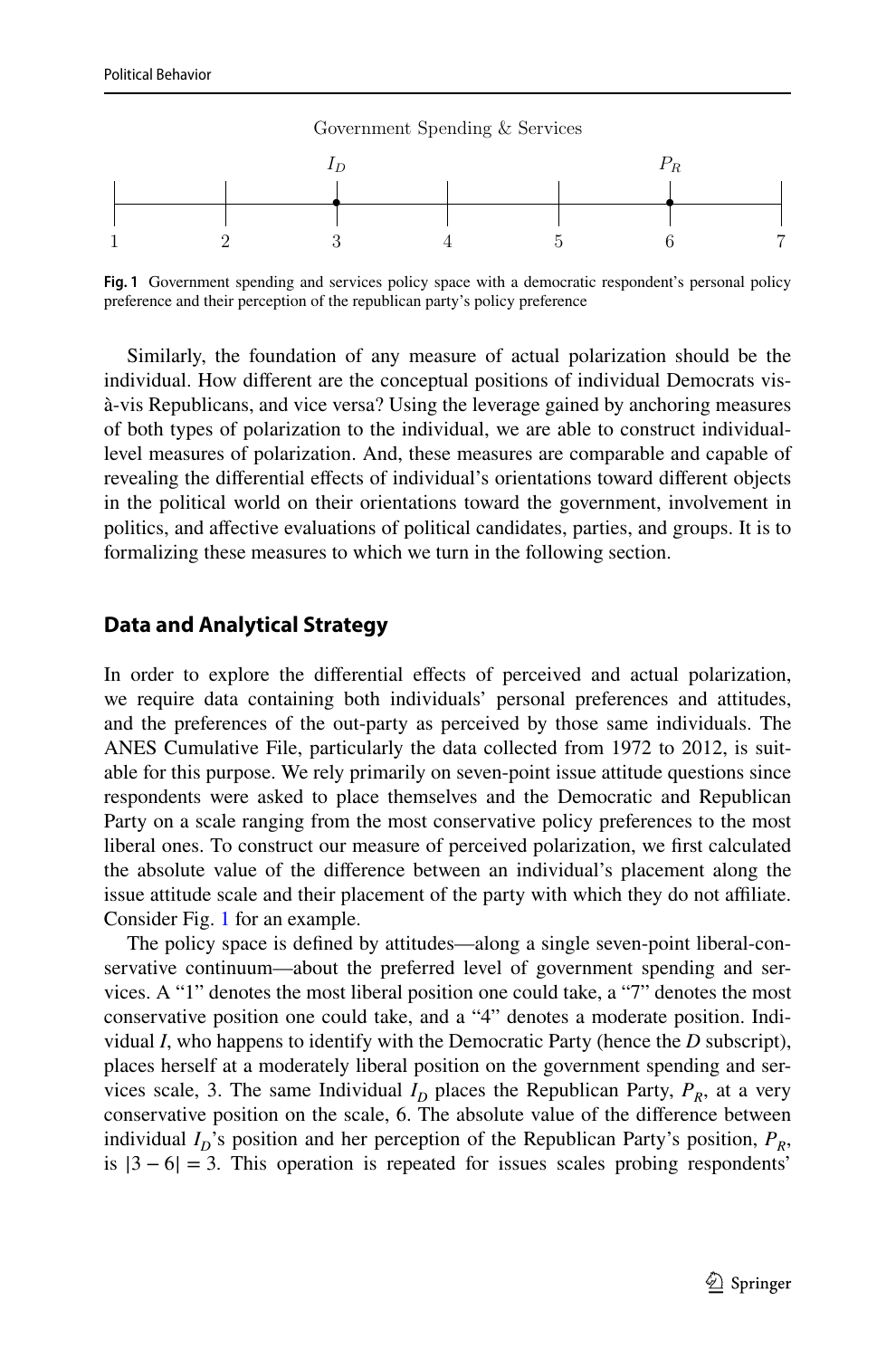Government Spending & Services

$I_D$ ... $P_R$

1 2 3 4 5 6 7

**Fig. 1** Government spending and services policy space with a democratic respondent's personal policy preference and their perception of the republican party's policy preference

Similarly, the foundation of any measure of actual polarization should be the individual. How different are the conceptual positions of individual Democrats vis-à-vis Republicans, and vice versa? Using the leverage gained by anchoring measures of both types of polarization to the individual, we are able to construct individual-level measures of polarization. And, these measures are comparable and capable of revealing the differential effects of individual's orientations toward different objects in the political world on their orientations toward the government, involvement in politics, and affective evaluations of political candidates, parties, and groups. It is to formalizing these measures to which we turn in the following section.

## Data and Analytical Strategy

In order to explore the differential effects of perceived and actual polarization, we require data containing both individuals' personal preferences and attitudes, and the preferences of the out-party as perceived by those same individuals. The ANES Cumulative File, particularly the data collected from 1972 to 2012, is suitable for this purpose. We rely primarily on seven-point issue attitude questions since respondents were asked to place themselves and the Democratic and Republican Party on a scale ranging from the most conservative policy preferences to the most liberal ones. To construct our measure of perceived polarization, we first calculated the absolute value of the difference between an individual's placement along the issue attitude scale and their placement of the party with which they do not affiliate. Consider Fig. 1 for an example.

The policy space is defined by attitudes—along a single seven-point liberal-conservative continuum—about the preferred level of government spending and services. A "1" denotes the most liberal position one could take, a "7" denotes the most conservative position one could take, and a "4" denotes a moderate position. Individual *I*, who happens to identify with the Democratic Party (hence the *D* subscript), places herself at a moderately liberal position on the government spending and services scale, 3. The same Individual $I_D$ places the Republican Party, $P_R$, at a very conservative position on the scale, 6. The absolute value of the difference between individual $I_D$'s position and her perception of the Republican Party's position, $P_R$, is $|3 - 6| = 3$. This operation is repeated for issues scales probing respondents'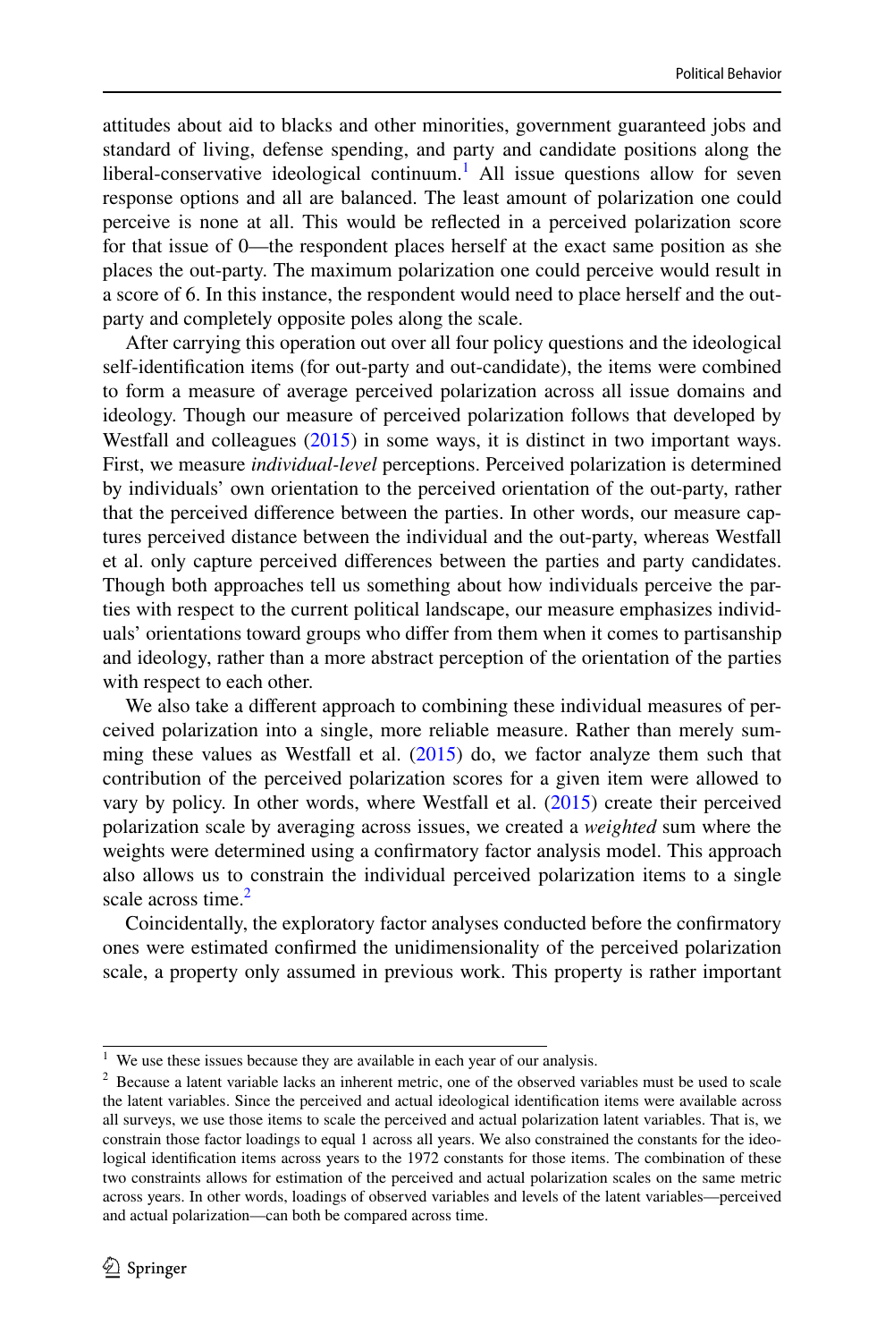attitudes about aid to blacks and other minorities, government guaranteed jobs and standard of living, defense spending, and party and candidate positions along the liberal-conservative ideological continuum.[1] All issue questions allow for seven response options and all are balanced. The least amount of polarization one could perceive is none at all. This would be reflected in a perceived polarization score for that issue of 0—the respondent places herself at the exact same position as she places the out-party. The maximum polarization one could perceive would result in a score of 6. In this instance, the respondent would need to place herself and the out-party and completely opposite poles along the scale.

After carrying this operation out over all four policy questions and the ideological self-identification items (for out-party and out-candidate), the items were combined to form a measure of average perceived polarization across all issue domains and ideology. Though our measure of perceived polarization follows that developed by Westfall and colleagues (2015) in some ways, it is distinct in two important ways. First, we measure *individual-level* perceptions. Perceived polarization is determined by individuals' own orientation to the perceived orientation of the out-party, rather that the perceived difference between the parties. In other words, our measure captures perceived distance between the individual and the out-party, whereas Westfall et al. only capture perceived differences between the parties and party candidates. Though both approaches tell us something about how individuals perceive the parties with respect to the current political landscape, our measure emphasizes individuals' orientations toward groups who differ from them when it comes to partisanship and ideology, rather than a more abstract perception of the orientation of the parties with respect to each other.

We also take a different approach to combining these individual measures of perceived polarization into a single, more reliable measure. Rather than merely summing these values as Westfall et al. (2015) do, we factor analyze them such that contribution of the perceived polarization scores for a given item were allowed to vary by policy. In other words, where Westfall et al. (2015) create their perceived polarization scale by averaging across issues, we created a *weighted* sum where the weights were determined using a confirmatory factor analysis model. This approach also allows us to constrain the individual perceived polarization items to a single scale across time.[2]

Coincidentally, the exploratory factor analyses conducted before the confirmatory ones were estimated confirmed the unidimensionality of the perceived polarization scale, a property only assumed in previous work. This property is rather important

[1] We use these issues because they are available in each year of our analysis.

[2] Because a latent variable lacks an inherent metric, one of the observed variables must be used to scale the latent variables. Since the perceived and actual ideological identification items were available across all surveys, we use those items to scale the perceived and actual polarization latent variables. That is, we constrain those factor loadings to equal 1 across all years. We also constrained the constants for the ideological identification items across years to the 1972 constants for those items. The combination of these two constraints allows for estimation of the perceived and actual polarization scales on the same metric across years. In other words, loadings of observed variables and levels of the latent variables—perceived and actual polarization—can both be compared across time.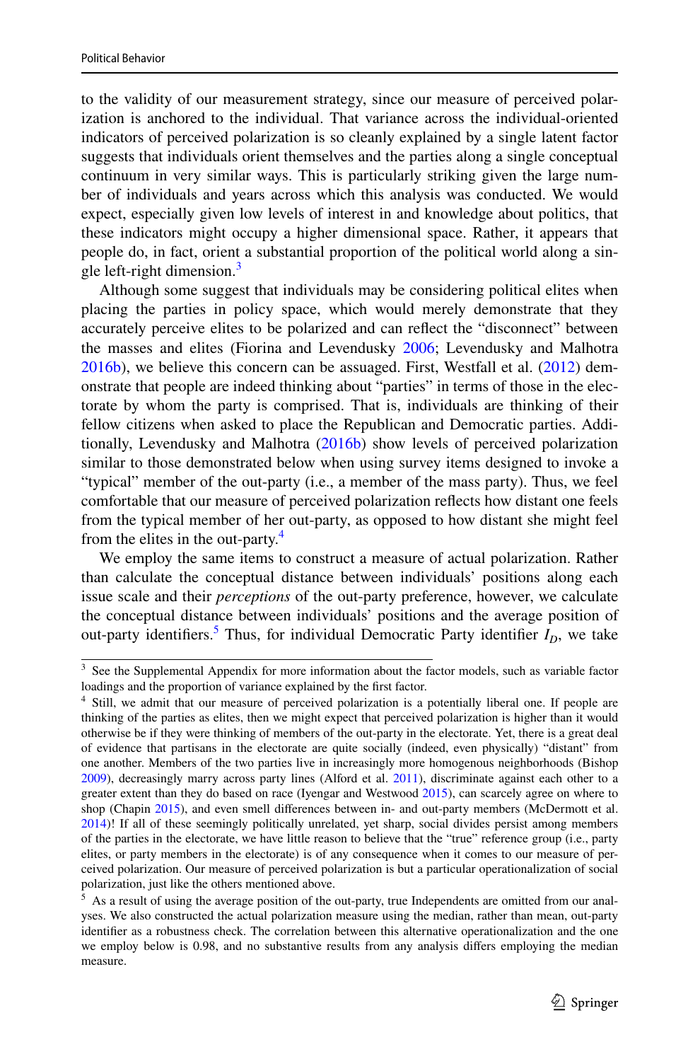to the validity of our measurement strategy, since our measure of perceived polarization is anchored to the individual. That variance across the individual-oriented indicators of perceived polarization is so cleanly explained by a single latent factor suggests that individuals orient themselves and the parties along a single conceptual continuum in very similar ways. This is particularly striking given the large number of individuals and years across which this analysis was conducted. We would expect, especially given low levels of interest in and knowledge about politics, that these indicators might occupy a higher dimensional space. Rather, it appears that people do, in fact, orient a substantial proportion of the political world along a single left-right dimension.[3]

Although some suggest that individuals may be considering political elites when placing the parties in policy space, which would merely demonstrate that they accurately perceive elites to be polarized and can reflect the "disconnect" between the masses and elites (Fiorina and Levendusky 2006; Levendusky and Malhotra 2016b), we believe this concern can be assuaged. First, Westfall et al. (2012) demonstrate that people are indeed thinking about "parties" in terms of those in the electorate by whom the party is comprised. That is, individuals are thinking of their fellow citizens when asked to place the Republican and Democratic parties. Additionally, Levendusky and Malhotra (2016b) show levels of perceived polarization similar to those demonstrated below when using survey items designed to invoke a "typical" member of the out-party (i.e., a member of the mass party). Thus, we feel comfortable that our measure of perceived polarization reflects how distant one feels from the typical member of her out-party, as opposed to how distant she might feel from the elites in the out-party.[4]

We employ the same items to construct a measure of actual polarization. Rather than calculate the conceptual distance between individuals' positions along each issue scale and their *perceptions* of the out-party preference, however, we calculate the conceptual distance between individuals' positions and the average position of out-party identifiers.[5] Thus, for individual Democratic Party identifier $I_D$, we take

---

[3] See the Supplemental Appendix for more information about the factor models, such as variable factor loadings and the proportion of variance explained by the first factor.

[4] Still, we admit that our measure of perceived polarization is a potentially liberal one. If people are thinking of the parties as elites, then we might expect that perceived polarization is higher than it would otherwise be if they were thinking of members of the out-party in the electorate. Yet, there is a great deal of evidence that partisans in the electorate are quite socially (indeed, even physically) "distant" from one another. Members of the two parties live in increasingly more homogenous neighborhoods (Bishop 2009), decreasingly marry across party lines (Alford et al. 2011), discriminate against each other to a greater extent than they do based on race (Iyengar and Westwood 2015), can scarcely agree on where to shop (Chapin 2015), and even smell differences between in- and out-party members (McDermott et al. 2014)! If all of these seemingly politically unrelated, yet sharp, social divides persist among members of the parties in the electorate, we have little reason to believe that the "true" reference group (i.e., party elites, or party members in the electorate) is of any consequence when it comes to our measure of perceived polarization. Our measure of perceived polarization is but a particular operationalization of social polarization, just like the others mentioned above.

[5] As a result of using the average position of the out-party, true Independents are omitted from our analyses. We also constructed the actual polarization measure using the median, rather than mean, out-party identifier as a robustness check. The correlation between this alternative operationalization and the one we employ below is 0.98, and no substantive results from any analysis differs employing the median measure.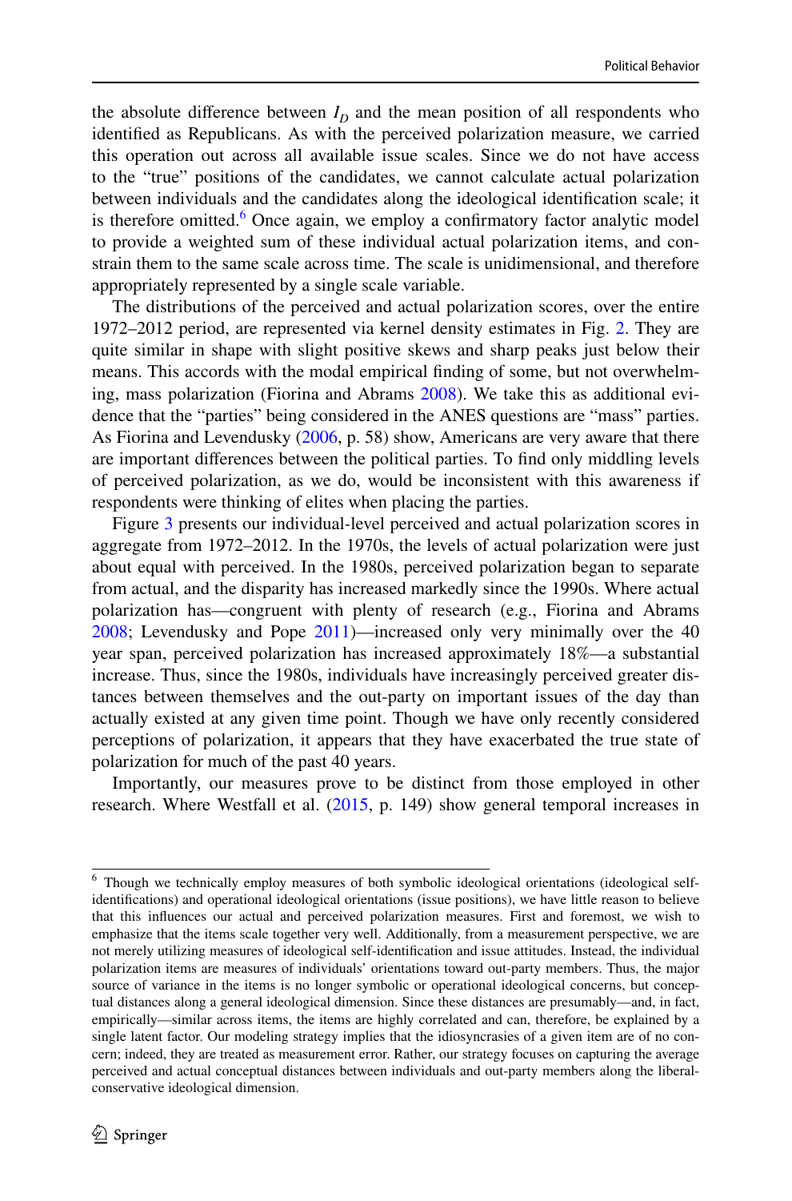the absolute difference between $I_D$ and the mean position of all respondents who identified as Republicans. As with the perceived polarization measure, we carried this operation out across all available issue scales. Since we do not have access to the "true" positions of the candidates, we cannot calculate actual polarization between individuals and the candidates along the ideological identification scale; it is therefore omitted.[6] Once again, we employ a confirmatory factor analytic model to provide a weighted sum of these individual actual polarization items, and constrain them to the same scale across time. The scale is unidimensional, and therefore appropriately represented by a single scale variable.

The distributions of the perceived and actual polarization scores, over the entire 1972–2012 period, are represented via kernel density estimates in Fig. 2. They are quite similar in shape with slight positive skews and sharp peaks just below their means. This accords with the modal empirical finding of some, but not overwhelming, mass polarization (Fiorina and Abrams 2008). We take this as additional evidence that the "parties" being considered in the ANES questions are "mass" parties. As Fiorina and Levendusky (2006, p. 58) show, Americans are very aware that there are important differences between the political parties. To find only middling levels of perceived polarization, as we do, would be inconsistent with this awareness if respondents were thinking of elites when placing the parties.

Figure 3 presents our individual-level perceived and actual polarization scores in aggregate from 1972–2012. In the 1970s, the levels of actual polarization were just about equal with perceived. In the 1980s, perceived polarization began to separate from actual, and the disparity has increased markedly since the 1990s. Where actual polarization has—congruent with plenty of research (e.g., Fiorina and Abrams 2008; Levendusky and Pope 2011)—increased only very minimally over the 40 year span, perceived polarization has increased approximately 18%—a substantial increase. Thus, since the 1980s, individuals have increasingly perceived greater distances between themselves and the out-party on important issues of the day than actually existed at any given time point. Though we have only recently considered perceptions of polarization, it appears that they have exacerbated the true state of polarization for much of the past 40 years.

Importantly, our measures prove to be distinct from those employed in other research. Where Westfall et al. (2015, p. 149) show general temporal increases in

---

[6] Though we technically employ measures of both symbolic ideological orientations (ideological self-identifications) and operational ideological orientations (issue positions), we have little reason to believe that this influences our actual and perceived polarization measures. First and foremost, we wish to emphasize that the items scale together very well. Additionally, from a measurement perspective, we are not merely utilizing measures of ideological self-identification and issue attitudes. Instead, the individual polarization items are measures of individuals' orientations toward out-party members. Thus, the major source of variance in the items is no longer symbolic or operational ideological concerns, but conceptual distances along a general ideological dimension. Since these distances are presumably—and, in fact, empirically—similar across items, the items are highly correlated and can, therefore, be explained by a single latent factor. Our modeling strategy implies that the idiosyncrasies of a given item are of no concern; indeed, they are treated as measurement error. Rather, our strategy focuses on capturing the average perceived and actual conceptual distances between individuals and out-party members along the liberal-conservative ideological dimension.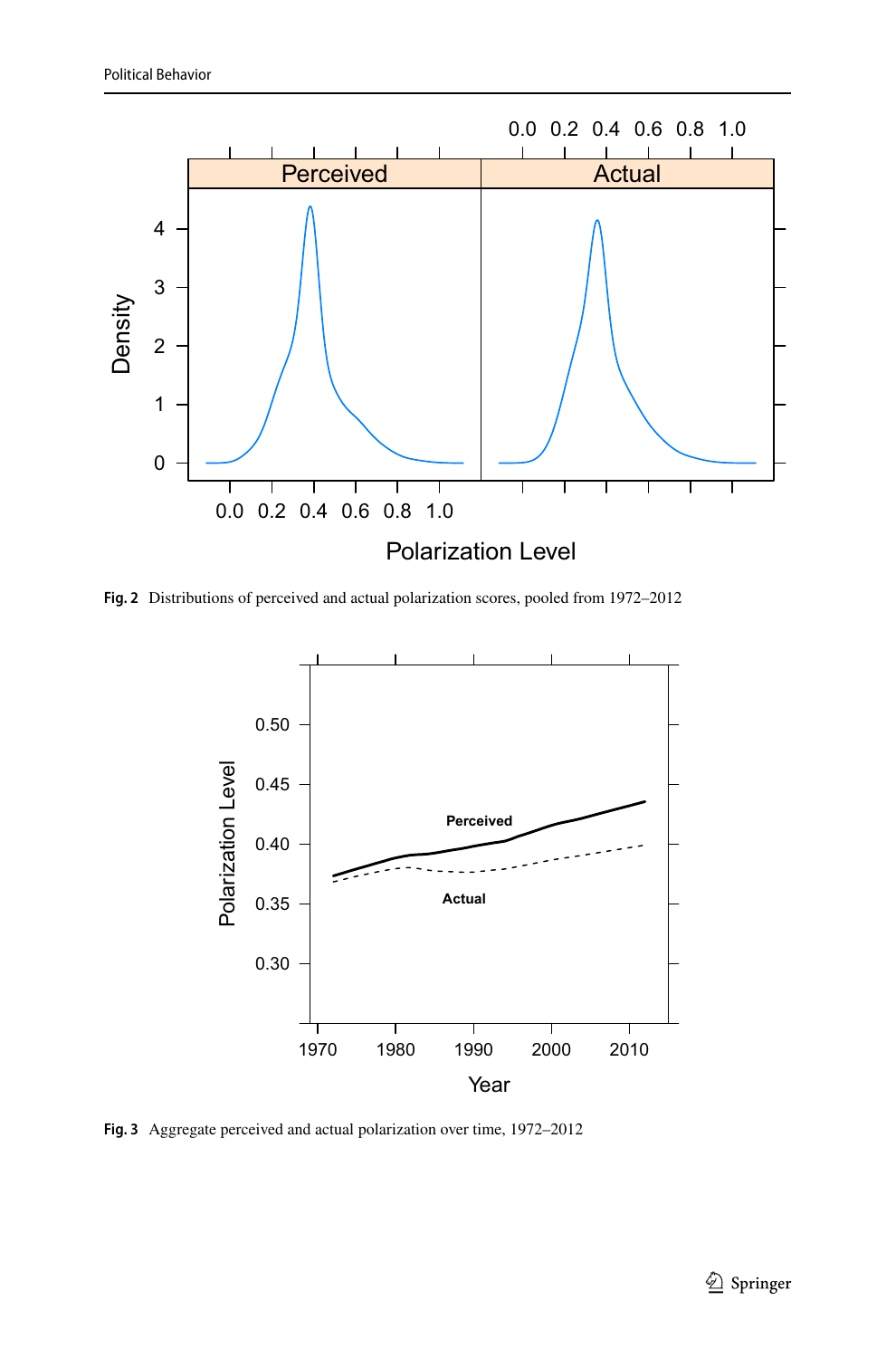Fig. 2 Distributions of perceived and actual polarization scores, pooled from 1972–2012

Fig. 3 Aggregate perceived and actual polarization over time, 1972–2012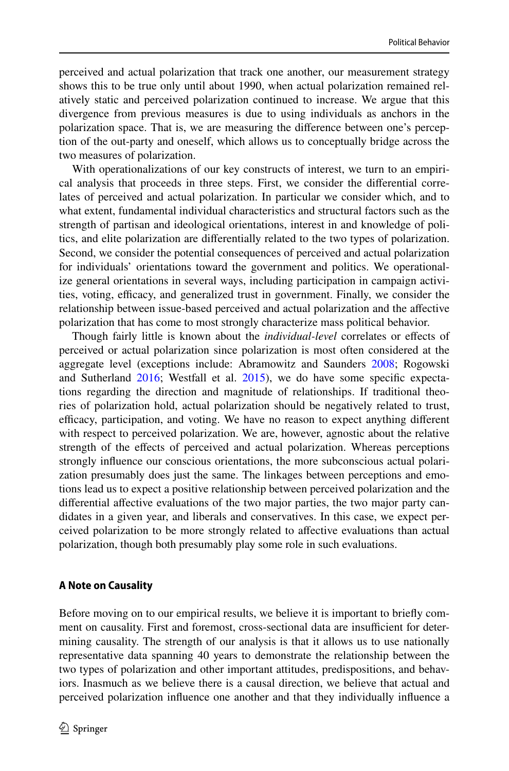perceived and actual polarization that track one another, our measurement strategy shows this to be true only until about 1990, when actual polarization remained relatively static and perceived polarization continued to increase. We argue that this divergence from previous measures is due to using individuals as anchors in the polarization space. That is, we are measuring the difference between one's perception of the out-party and oneself, which allows us to conceptually bridge across the two measures of polarization.

With operationalizations of our key constructs of interest, we turn to an empirical analysis that proceeds in three steps. First, we consider the differential correlates of perceived and actual polarization. In particular we consider which, and to what extent, fundamental individual characteristics and structural factors such as the strength of partisan and ideological orientations, interest in and knowledge of politics, and elite polarization are differentially related to the two types of polarization. Second, we consider the potential consequences of perceived and actual polarization for individuals' orientations toward the government and politics. We operationalize general orientations in several ways, including participation in campaign activities, voting, efficacy, and generalized trust in government. Finally, we consider the relationship between issue-based perceived and actual polarization and the affective polarization that has come to most strongly characterize mass political behavior.

Though fairly little is known about the *individual-level* correlates or effects of perceived or actual polarization since polarization is most often considered at the aggregate level (exceptions include: Abramowitz and Saunders 2008; Rogowski and Sutherland 2016; Westfall et al. 2015), we do have some specific expectations regarding the direction and magnitude of relationships. If traditional theories of polarization hold, actual polarization should be negatively related to trust, efficacy, participation, and voting. We have no reason to expect anything different with respect to perceived polarization. We are, however, agnostic about the relative strength of the effects of perceived and actual polarization. Whereas perceptions strongly influence our conscious orientations, the more subconscious actual polarization presumably does just the same. The linkages between perceptions and emotions lead us to expect a positive relationship between perceived polarization and the differential affective evaluations of the two major parties, the two major party candidates in a given year, and liberals and conservatives. In this case, we expect perceived polarization to be more strongly related to affective evaluations than actual polarization, though both presumably play some role in such evaluations.

### A Note on Causality

Before moving on to our empirical results, we believe it is important to briefly comment on causality. First and foremost, cross-sectional data are insufficient for determining causality. The strength of our analysis is that it allows us to use nationally representative data spanning 40 years to demonstrate the relationship between the two types of polarization and other important attitudes, predispositions, and behaviors. Inasmuch as we believe there is a causal direction, we believe that actual and perceived polarization influence one another and that they individually influence a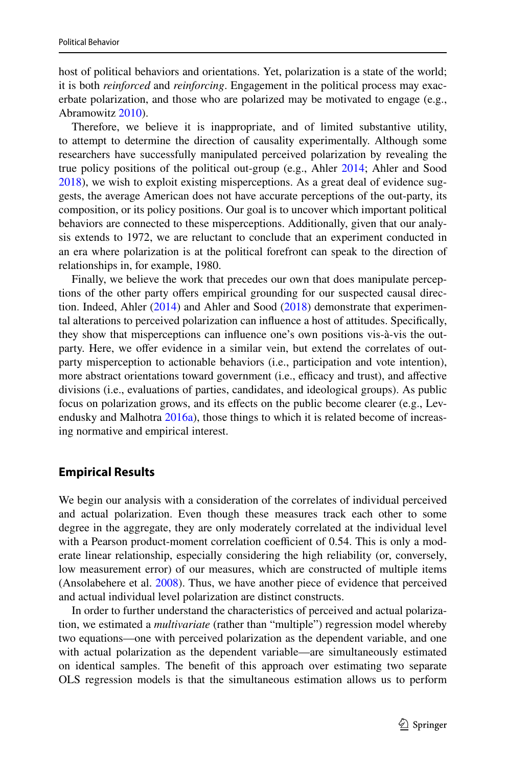host of political behaviors and orientations. Yet, polarization is a state of the world; it is both *reinforced* and *reinforcing*. Engagement in the political process may exacerbate polarization, and those who are polarized may be motivated to engage (e.g., Abramowitz 2010).

Therefore, we believe it is inappropriate, and of limited substantive utility, to attempt to determine the direction of causality experimentally. Although some researchers have successfully manipulated perceived polarization by revealing the true policy positions of the political out-group (e.g., Ahler 2014; Ahler and Sood 2018), we wish to exploit existing misperceptions. As a great deal of evidence suggests, the average American does not have accurate perceptions of the out-party, its composition, or its policy positions. Our goal is to uncover which important political behaviors are connected to these misperceptions. Additionally, given that our analysis extends to 1972, we are reluctant to conclude that an experiment conducted in an era where polarization is at the political forefront can speak to the direction of relationships in, for example, 1980.

Finally, we believe the work that precedes our own that does manipulate perceptions of the other party offers empirical grounding for our suspected causal direction. Indeed, Ahler (2014) and Ahler and Sood (2018) demonstrate that experimental alterations to perceived polarization can influence a host of attitudes. Specifically, they show that misperceptions can influence one's own positions vis-à-vis the out-party. Here, we offer evidence in a similar vein, but extend the correlates of out-party misperception to actionable behaviors (i.e., participation and vote intention), more abstract orientations toward government (i.e., efficacy and trust), and affective divisions (i.e., evaluations of parties, candidates, and ideological groups). As public focus on polarization grows, and its effects on the public become clearer (e.g., Levendusky and Malhotra 2016a), those things to which it is related become of increasing normative and empirical interest.

## Empirical Results

We begin our analysis with a consideration of the correlates of individual perceived and actual polarization. Even though these measures track each other to some degree in the aggregate, they are only moderately correlated at the individual level with a Pearson product-moment correlation coefficient of 0.54. This is only a moderate linear relationship, especially considering the high reliability (or, conversely, low measurement error) of our measures, which are constructed of multiple items (Ansolabehere et al. 2008). Thus, we have another piece of evidence that perceived and actual individual level polarization are distinct constructs.

In order to further understand the characteristics of perceived and actual polarization, we estimated a *multivariate* (rather than "multiple") regression model whereby two equations—one with perceived polarization as the dependent variable, and one with actual polarization as the dependent variable—are simultaneously estimated on identical samples. The benefit of this approach over estimating two separate OLS regression models is that the simultaneous estimation allows us to perform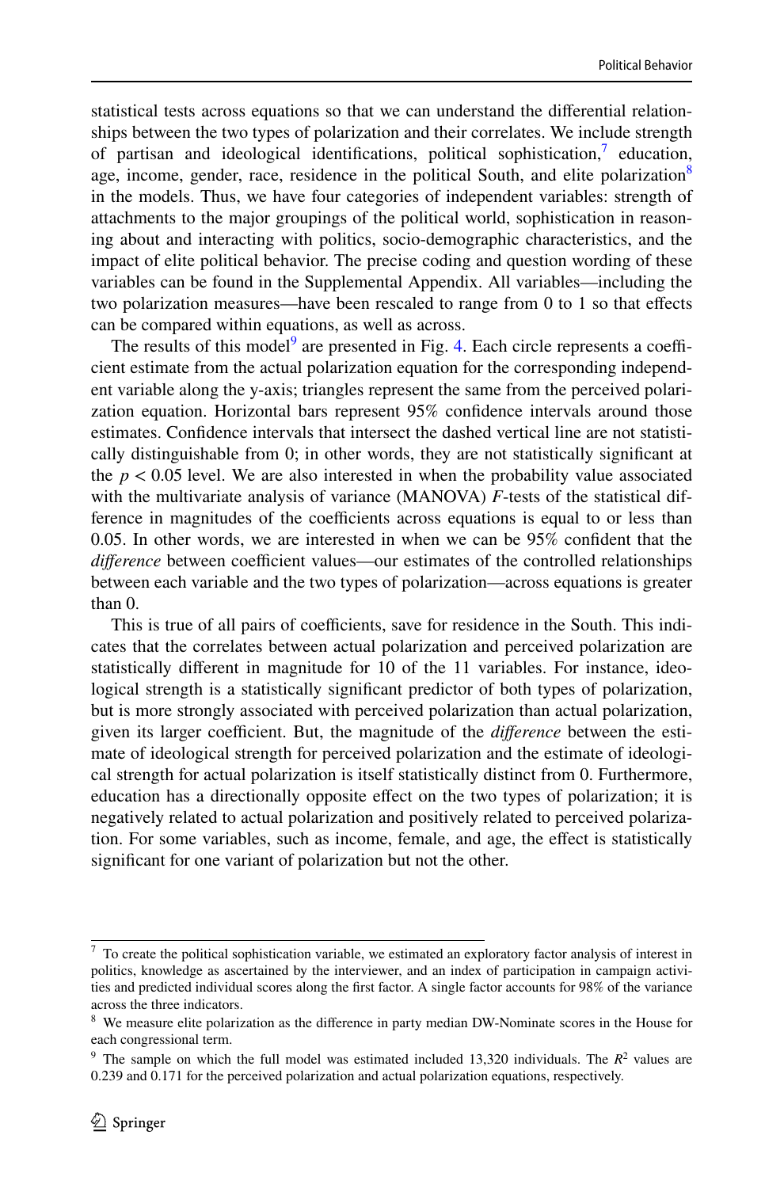statistical tests across equations so that we can understand the differential relationships between the two types of polarization and their correlates. We include strength of partisan and ideological identifications, political sophistication,[7] education, age, income, gender, race, residence in the political South, and elite polarization[8] in the models. Thus, we have four categories of independent variables: strength of attachments to the major groupings of the political world, sophistication in reasoning about and interacting with politics, socio-demographic characteristics, and the impact of elite political behavior. The precise coding and question wording of these variables can be found in the Supplemental Appendix. All variables—including the two polarization measures—have been rescaled to range from 0 to 1 so that effects can be compared within equations, as well as across.

The results of this model[9] are presented in Fig. 4. Each circle represents a coefficient estimate from the actual polarization equation for the corresponding independent variable along the y-axis; triangles represent the same from the perceived polarization equation. Horizontal bars represent 95% confidence intervals around those estimates. Confidence intervals that intersect the dashed vertical line are not statistically distinguishable from 0; in other words, they are not statistically significant at the $p < 0.05$ level. We are also interested in when the probability value associated with the multivariate analysis of variance (MANOVA) $F$-tests of the statistical difference in magnitudes of the coefficients across equations is equal to or less than 0.05. In other words, we are interested in when we can be 95% confident that the *difference* between coefficient values—our estimates of the controlled relationships between each variable and the two types of polarization—across equations is greater than 0.

This is true of all pairs of coefficients, save for residence in the South. This indicates that the correlates between actual polarization and perceived polarization are statistically different in magnitude for 10 of the 11 variables. For instance, ideological strength is a statistically significant predictor of both types of polarization, but is more strongly associated with perceived polarization than actual polarization, given its larger coefficient. But, the magnitude of the *difference* between the estimate of ideological strength for perceived polarization and the estimate of ideological strength for actual polarization is itself statistically distinct from 0. Furthermore, education has a directionally opposite effect on the two types of polarization; it is negatively related to actual polarization and positively related to perceived polarization. For some variables, such as income, female, and age, the effect is statistically significant for one variant of polarization but not the other.

---

[7] To create the political sophistication variable, we estimated an exploratory factor analysis of interest in politics, knowledge as ascertained by the interviewer, and an index of participation in campaign activities and predicted individual scores along the first factor. A single factor accounts for 98% of the variance across the three indicators.

[8] We measure elite polarization as the difference in party median DW-Nominate scores in the House for each congressional term.

[9] The sample on which the full model was estimated included 13,320 individuals. The $R^2$ values are 0.239 and 0.171 for the perceived polarization and actual polarization equations, respectively.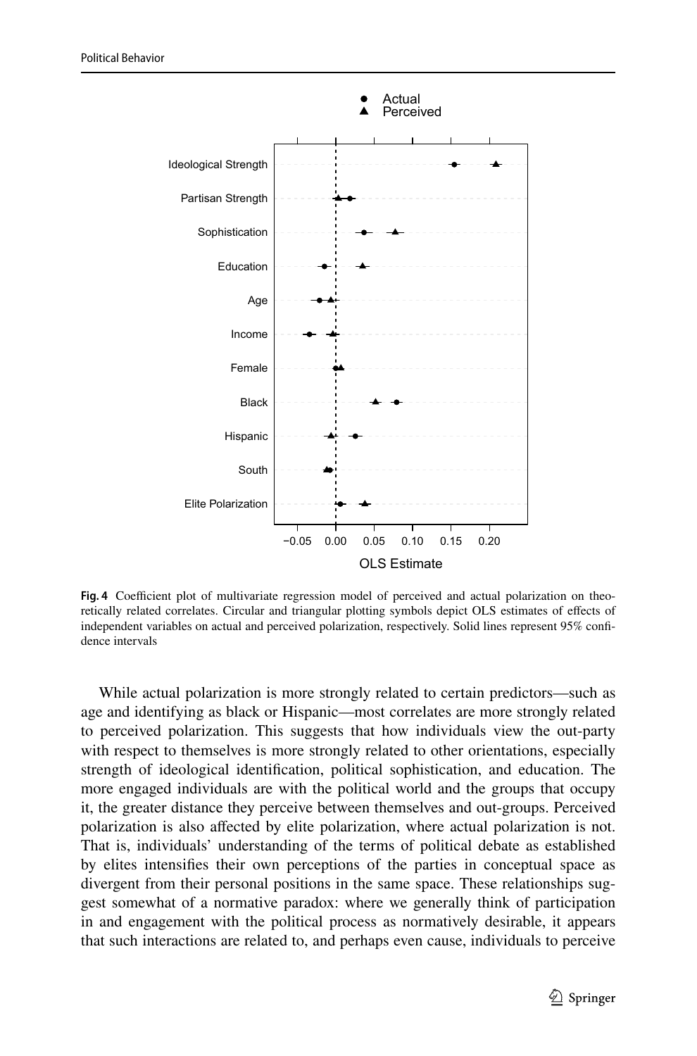**Fig. 4** Coefficient plot of multivariate regression model of perceived and actual polarization on theoretically related correlates. Circular and triangular plotting symbols depict OLS estimates of effects of independent variables on actual and perceived polarization, respectively. Solid lines represent 95% confidence intervals

While actual polarization is more strongly related to certain predictors—such as age and identifying as black or Hispanic—most correlates are more strongly related to perceived polarization. This suggests that how individuals view the out-party with respect to themselves is more strongly related to other orientations, especially strength of ideological identification, political sophistication, and education. The more engaged individuals are with the political world and the groups that occupy it, the greater distance they perceive between themselves and out-groups. Perceived polarization is also affected by elite polarization, where actual polarization is not. That is, individuals' understanding of the terms of political debate as established by elites intensifies their own perceptions of the parties in conceptual space as divergent from their personal positions in the same space. These relationships suggest somewhat of a normative paradox: where we generally think of participation in and engagement with the political process as normatively desirable, it appears that such interactions are related to, and perhaps even cause, individuals to perceive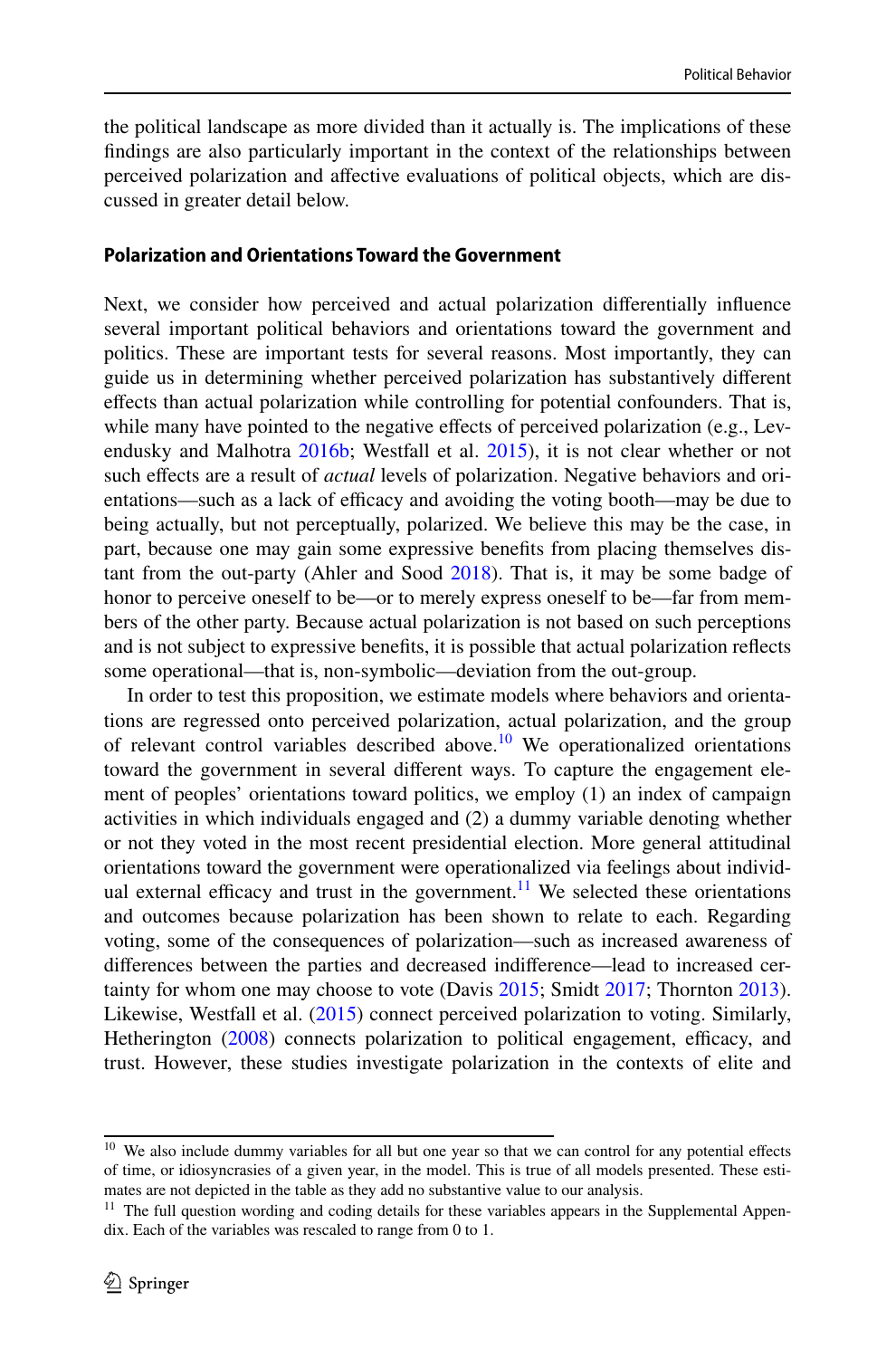the political landscape as more divided than it actually is. The implications of these findings are also particularly important in the context of the relationships between perceived polarization and affective evaluations of political objects, which are discussed in greater detail below.

### Polarization and Orientations Toward the Government

Next, we consider how perceived and actual polarization differentially influence several important political behaviors and orientations toward the government and politics. These are important tests for several reasons. Most importantly, they can guide us in determining whether perceived polarization has substantively different effects than actual polarization while controlling for potential confounders. That is, while many have pointed to the negative effects of perceived polarization (e.g., Levendusky and Malhotra 2016b; Westfall et al. 2015), it is not clear whether or not such effects are a result of *actual* levels of polarization. Negative behaviors and orientations—such as a lack of efficacy and avoiding the voting booth—may be due to being actually, but not perceptually, polarized. We believe this may be the case, in part, because one may gain some expressive benefits from placing themselves distant from the out-party (Ahler and Sood 2018). That is, it may be some badge of honor to perceive oneself to be—or to merely express oneself to be—far from members of the other party. Because actual polarization is not based on such perceptions and is not subject to expressive benefits, it is possible that actual polarization reflects some operational—that is, non-symbolic—deviation from the out-group.

In order to test this proposition, we estimate models where behaviors and orientations are regressed onto perceived polarization, actual polarization, and the group of relevant control variables described above.[10] We operationalized orientations toward the government in several different ways. To capture the engagement element of peoples' orientations toward politics, we employ (1) an index of campaign activities in which individuals engaged and (2) a dummy variable denoting whether or not they voted in the most recent presidential election. More general attitudinal orientations toward the government were operationalized via feelings about individual external efficacy and trust in the government.[11] We selected these orientations and outcomes because polarization has been shown to relate to each. Regarding voting, some of the consequences of polarization—such as increased awareness of differences between the parties and decreased indifference—lead to increased certainty for whom one may choose to vote (Davis 2015; Smidt 2017; Thornton 2013). Likewise, Westfall et al. (2015) connect perceived polarization to voting. Similarly, Hetherington (2008) connects polarization to political engagement, efficacy, and trust. However, these studies investigate polarization in the contexts of elite and

[10] We also include dummy variables for all but one year so that we can control for any potential effects of time, or idiosyncrasies of a given year, in the model. This is true of all models presented. These estimates are not depicted in the table as they add no substantive value to our analysis.

[11] The full question wording and coding details for these variables appears in the Supplemental Appendix. Each of the variables was rescaled to range from 0 to 1.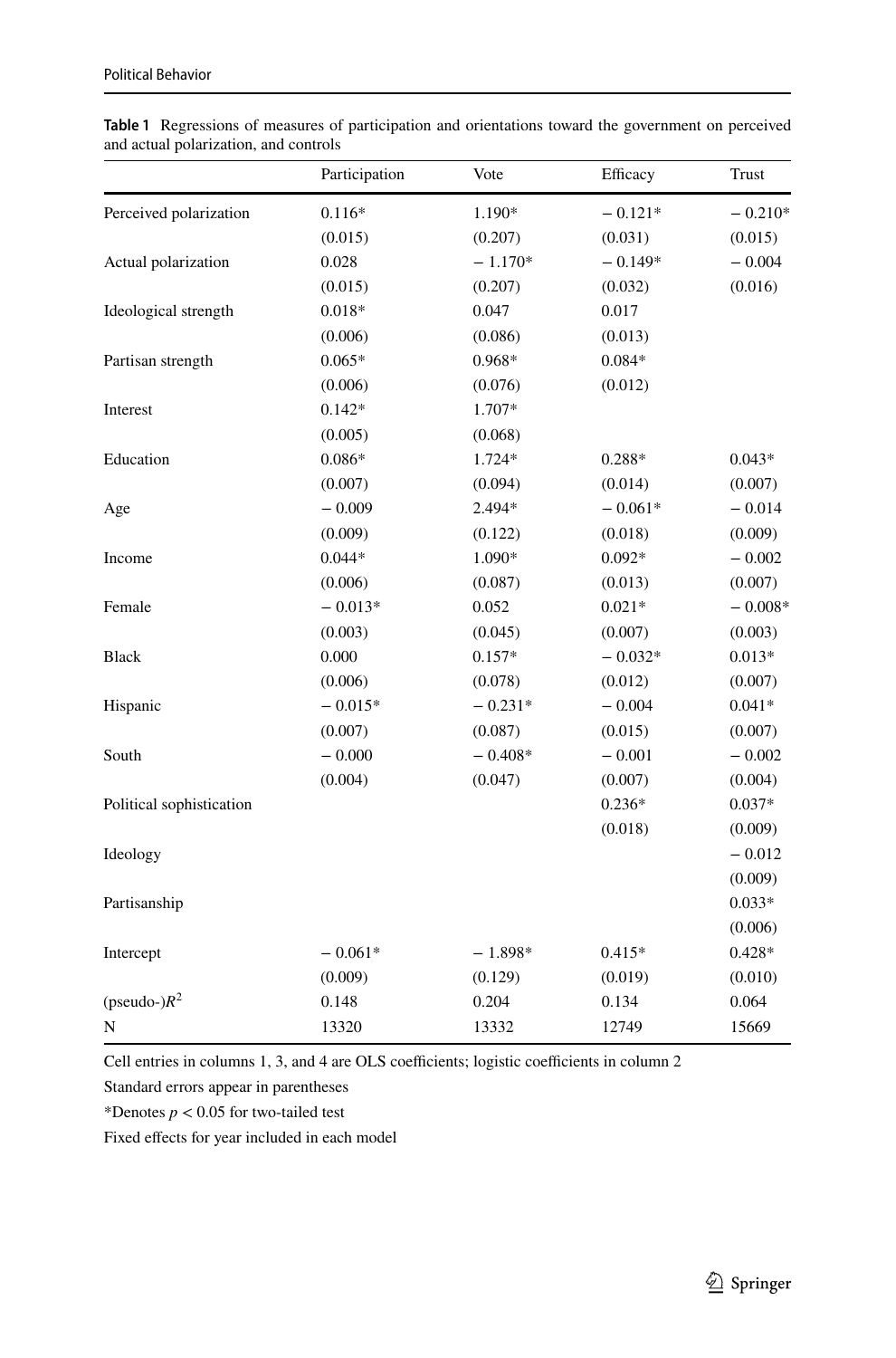**Table 1** Regressions of measures of participation and orientations toward the government on perceived and actual polarization, and controls

| | Participation | Vote | Efficacy | Trust |
|---|---|---|---|---|
| Perceived polarization | 0.116* | 1.190* | − 0.121* | − 0.210* |
| | (0.015) | (0.207) | (0.031) | (0.015) |
| Actual polarization | 0.028 | − 1.170* | − 0.149* | − 0.004 |
| | (0.015) | (0.207) | (0.032) | (0.016) |
| Ideological strength | 0.018* | 0.047 | 0.017 | |
| | (0.006) | (0.086) | (0.013) | |
| Partisan strength | 0.065* | 0.968* | 0.084* | |
| | (0.006) | (0.076) | (0.012) | |
| Interest | 0.142* | 1.707* | | |
| | (0.005) | (0.068) | | |
| Education | 0.086* | 1.724* | 0.288* | 0.043* |
| | (0.007) | (0.094) | (0.014) | (0.007) |
| Age | − 0.009 | 2.494* | − 0.061* | − 0.014 |
| | (0.009) | (0.122) | (0.018) | (0.009) |
| Income | 0.044* | 1.090* | 0.092* | − 0.002 |
| | (0.006) | (0.087) | (0.013) | (0.007) |
| Female | − 0.013* | 0.052 | 0.021* | − 0.008* |
| | (0.003) | (0.045) | (0.007) | (0.003) |
| Black | 0.000 | 0.157* | − 0.032* | 0.013* |
| | (0.006) | (0.078) | (0.012) | (0.007) |
| Hispanic | − 0.015* | − 0.231* | − 0.004 | 0.041* |
| | (0.007) | (0.087) | (0.015) | (0.007) |
| South | − 0.000 | − 0.408* | − 0.001 | − 0.002 |
| | (0.004) | (0.047) | (0.007) | (0.004) |
| Political sophistication | | | 0.236* | 0.037* |
| | | | (0.018) | (0.009) |
| Ideology | | | | − 0.012 |
| | | | | (0.009) |
| Partisanship | | | | 0.033* |
| | | | | (0.006) |
| Intercept | − 0.061* | − 1.898* | 0.415* | 0.428* |
| | (0.009) | (0.129) | (0.019) | (0.010) |
| (pseudo-)$R^2$ | 0.148 | 0.204 | 0.134 | 0.064 |
| N | 13320 | 13332 | 12749 | 15669 |

Cell entries in columns 1, 3, and 4 are OLS coefficients; logistic coefficients in column 2

Standard errors appear in parentheses

*Denotes $p < 0.05$ for two-tailed test

Fixed effects for year included in each model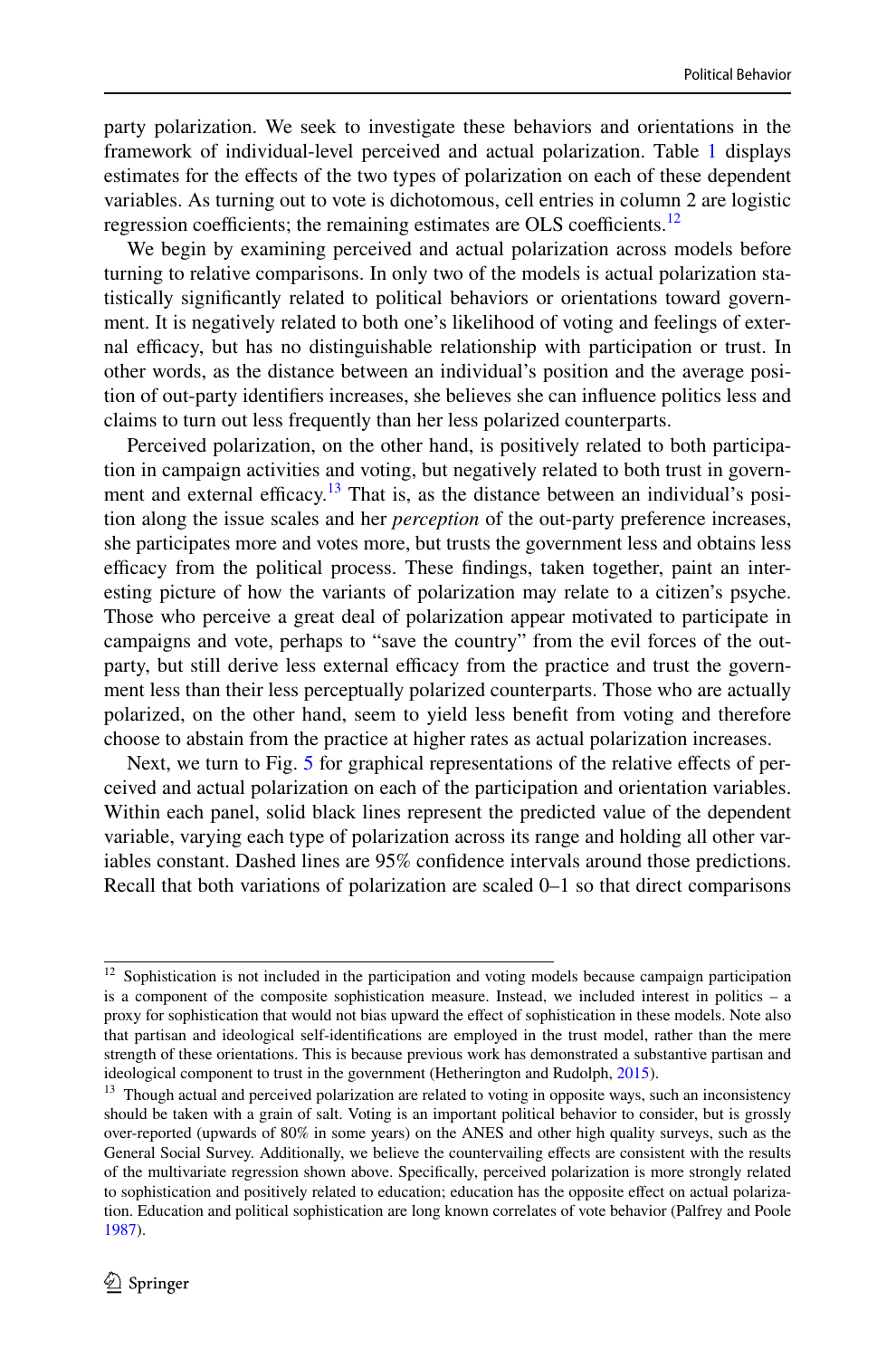party polarization. We seek to investigate these behaviors and orientations in the framework of individual-level perceived and actual polarization. Table 1 displays estimates for the effects of the two types of polarization on each of these dependent variables. As turning out to vote is dichotomous, cell entries in column 2 are logistic regression coefficients; the remaining estimates are OLS coefficients.[12]

We begin by examining perceived and actual polarization across models before turning to relative comparisons. In only two of the models is actual polarization statistically significantly related to political behaviors or orientations toward government. It is negatively related to both one's likelihood of voting and feelings of external efficacy, but has no distinguishable relationship with participation or trust. In other words, as the distance between an individual's position and the average position of out-party identifiers increases, she believes she can influence politics less and claims to turn out less frequently than her less polarized counterparts.

Perceived polarization, on the other hand, is positively related to both participation in campaign activities and voting, but negatively related to both trust in government and external efficacy.[13] That is, as the distance between an individual's position along the issue scales and her *perception* of the out-party preference increases, she participates more and votes more, but trusts the government less and obtains less efficacy from the political process. These findings, taken together, paint an interesting picture of how the variants of polarization may relate to a citizen's psyche. Those who perceive a great deal of polarization appear motivated to participate in campaigns and vote, perhaps to "save the country" from the evil forces of the out-party, but still derive less external efficacy from the practice and trust the government less than their less perceptually polarized counterparts. Those who are actually polarized, on the other hand, seem to yield less benefit from voting and therefore choose to abstain from the practice at higher rates as actual polarization increases.

Next, we turn to Fig. 5 for graphical representations of the relative effects of perceived and actual polarization on each of the participation and orientation variables. Within each panel, solid black lines represent the predicted value of the dependent variable, varying each type of polarization across its range and holding all other variables constant. Dashed lines are 95% confidence intervals around those predictions. Recall that both variations of polarization are scaled 0–1 so that direct comparisons

---

[12] Sophistication is not included in the participation and voting models because campaign participation is a component of the composite sophistication measure. Instead, we included interest in politics – a proxy for sophistication that would not bias upward the effect of sophistication in these models. Note also that partisan and ideological self-identifications are employed in the trust model, rather than the mere strength of these orientations. This is because previous work has demonstrated a substantive partisan and ideological component to trust in the government (Hetherington and Rudolph, 2015).

[13] Though actual and perceived polarization are related to voting in opposite ways, such an inconsistency should be taken with a grain of salt. Voting is an important political behavior to consider, but is grossly over-reported (upwards of 80% in some years) on the ANES and other high quality surveys, such as the General Social Survey. Additionally, we believe the countervailing effects are consistent with the results of the multivariate regression shown above. Specifically, perceived polarization is more strongly related to sophistication and positively related to education; education has the opposite effect on actual polarization. Education and political sophistication are long known correlates of vote behavior (Palfrey and Poole 1987).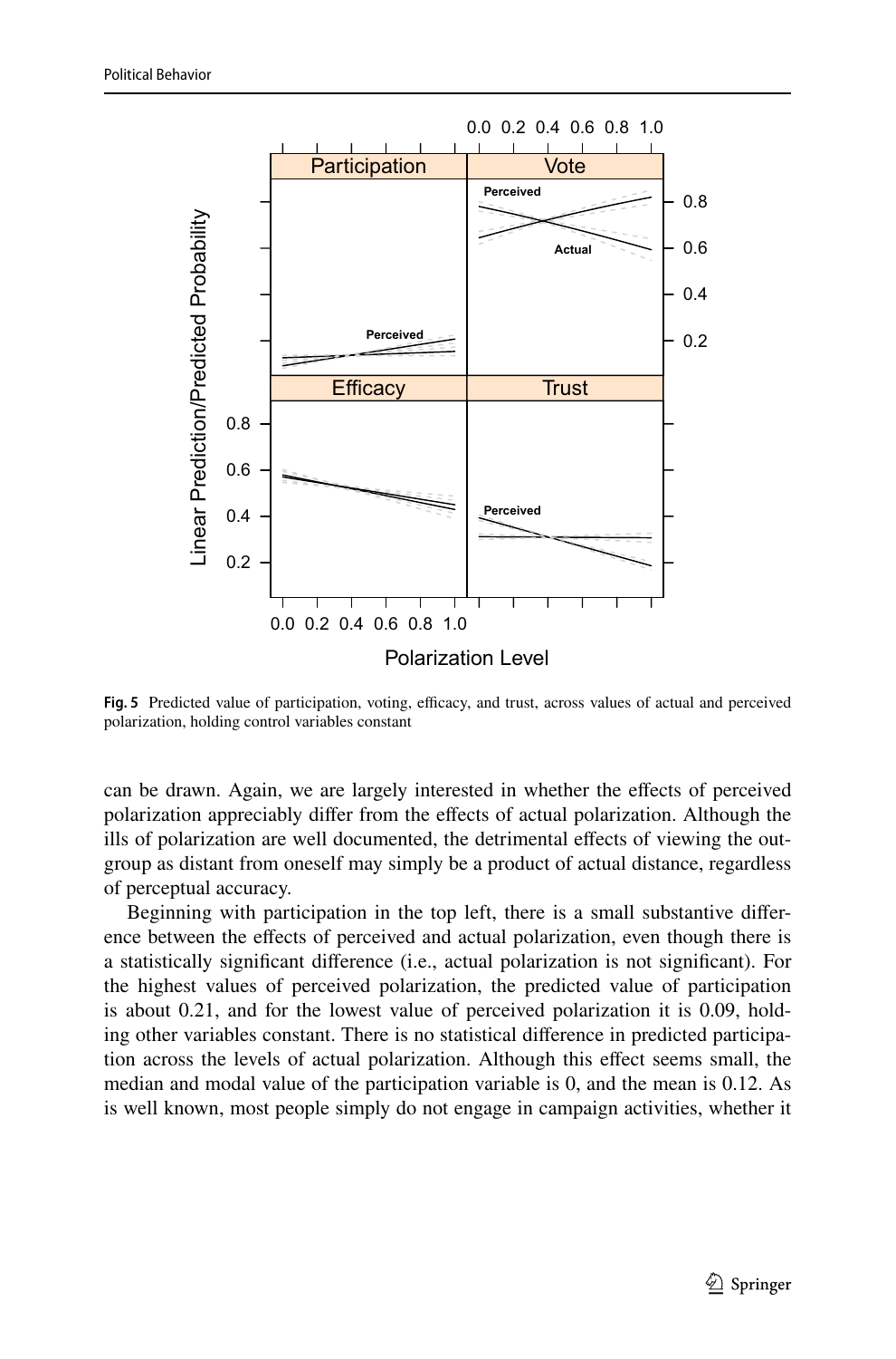Fig. 5 Predicted value of participation, voting, efficacy, and trust, across values of actual and perceived polarization, holding control variables constant

can be drawn. Again, we are largely interested in whether the effects of perceived polarization appreciably differ from the effects of actual polarization. Although the ills of polarization are well documented, the detrimental effects of viewing the out-group as distant from oneself may simply be a product of actual distance, regardless of perceptual accuracy.

Beginning with participation in the top left, there is a small substantive difference between the effects of perceived and actual polarization, even though there is a statistically significant difference (i.e., actual polarization is not significant). For the highest values of perceived polarization, the predicted value of participation is about 0.21, and for the lowest value of perceived polarization it is 0.09, holding other variables constant. There is no statistical difference in predicted participation across the levels of actual polarization. Although this effect seems small, the median and modal value of the participation variable is 0, and the mean is 0.12. As is well known, most people simply do not engage in campaign activities, whether it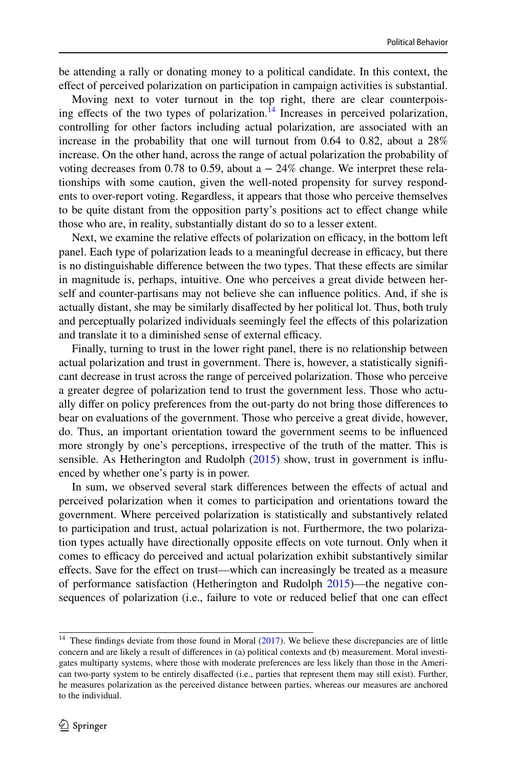be attending a rally or donating money to a political candidate. In this context, the effect of perceived polarization on participation in campaign activities is substantial.

Moving next to voter turnout in the top right, there are clear counterpoising effects of the two types of polarization.[14] Increases in perceived polarization, controlling for other factors including actual polarization, are associated with an increase in the probability that one will turnout from 0.64 to 0.82, about a 28% increase. On the other hand, across the range of actual polarization the probability of voting decreases from 0.78 to 0.59, about a − 24% change. We interpret these relationships with some caution, given the well-noted propensity for survey respondents to over-report voting. Regardless, it appears that those who perceive themselves to be quite distant from the opposition party's positions act to effect change while those who are, in reality, substantially distant do so to a lesser extent.

Next, we examine the relative effects of polarization on efficacy, in the bottom left panel. Each type of polarization leads to a meaningful decrease in efficacy, but there is no distinguishable difference between the two types. That these effects are similar in magnitude is, perhaps, intuitive. One who perceives a great divide between herself and counter-partisans may not believe she can influence politics. And, if she is actually distant, she may be similarly disaffected by her political lot. Thus, both truly and perceptually polarized individuals seemingly feel the effects of this polarization and translate it to a diminished sense of external efficacy.

Finally, turning to trust in the lower right panel, there is no relationship between actual polarization and trust in government. There is, however, a statistically significant decrease in trust across the range of perceived polarization. Those who perceive a greater degree of polarization tend to trust the government less. Those who actually differ on policy preferences from the out-party do not bring those differences to bear on evaluations of the government. Those who perceive a great divide, however, do. Thus, an important orientation toward the government seems to be influenced more strongly by one's perceptions, irrespective of the truth of the matter. This is sensible. As Hetherington and Rudolph (2015) show, trust in government is influenced by whether one's party is in power.

In sum, we observed several stark differences between the effects of actual and perceived polarization when it comes to participation and orientations toward the government. Where perceived polarization is statistically and substantively related to participation and trust, actual polarization is not. Furthermore, the two polarization types actually have directionally opposite effects on vote turnout. Only when it comes to efficacy do perceived and actual polarization exhibit substantively similar effects. Save for the effect on trust—which can increasingly be treated as a measure of performance satisfaction (Hetherington and Rudolph 2015)—the negative consequences of polarization (i.e., failure to vote or reduced belief that one can effect

---

[14] These findings deviate from those found in Moral (2017). We believe these discrepancies are of little concern and are likely a result of differences in (a) political contexts and (b) measurement. Moral investigates multiparty systems, where those with moderate preferences are less likely than those in the American two-party system to be entirely disaffected (i.e., parties that represent them may still exist). Further, he measures polarization as the perceived distance between parties, whereas our measures are anchored to the individual.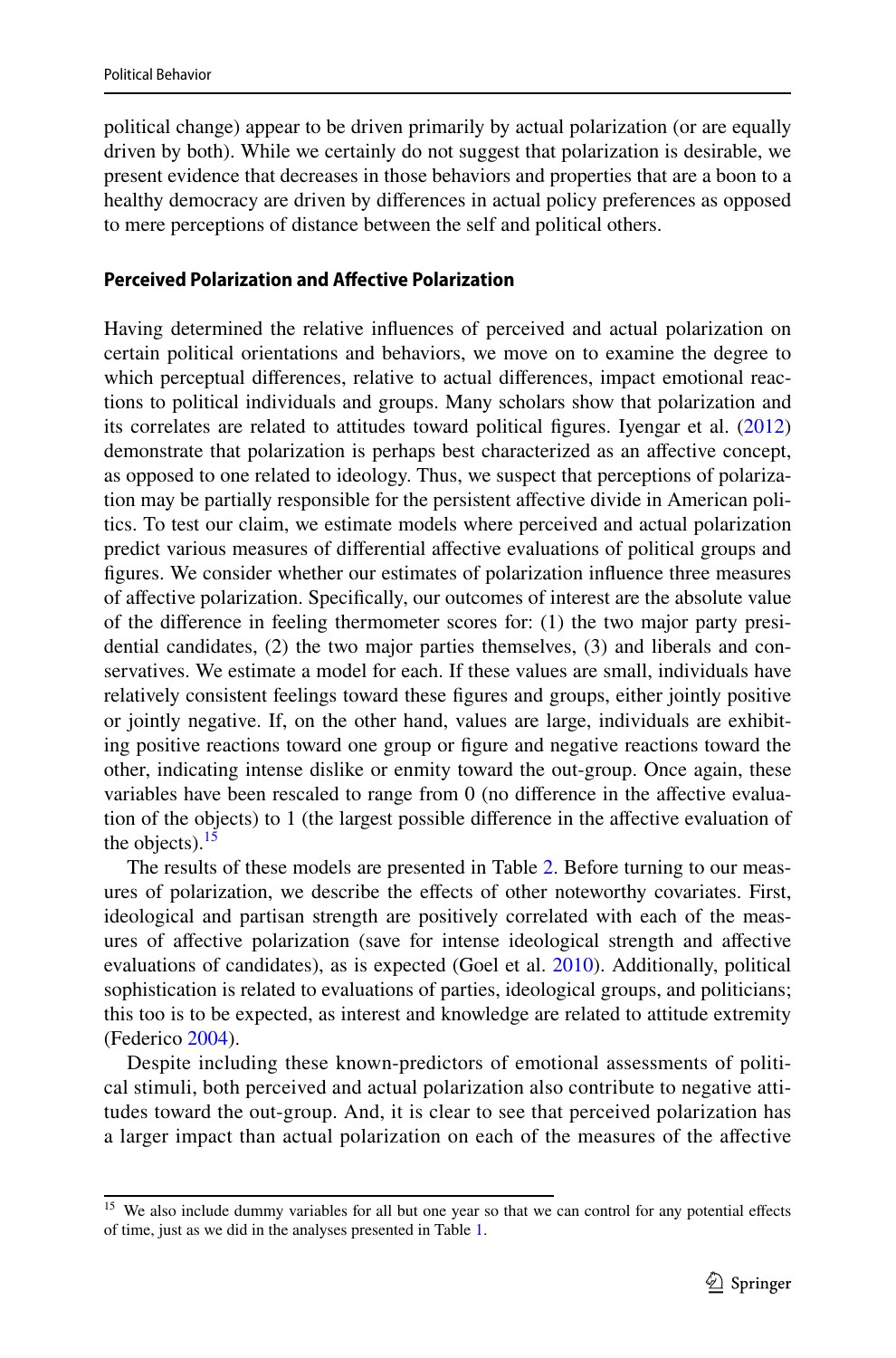political change) appear to be driven primarily by actual polarization (or are equally driven by both). While we certainly do not suggest that polarization is desirable, we present evidence that decreases in those behaviors and properties that are a boon to a healthy democracy are driven by differences in actual policy preferences as opposed to mere perceptions of distance between the self and political others.

#### Perceived Polarization and Affective Polarization

Having determined the relative influences of perceived and actual polarization on certain political orientations and behaviors, we move on to examine the degree to which perceptual differences, relative to actual differences, impact emotional reactions to political individuals and groups. Many scholars show that polarization and its correlates are related to attitudes toward political figures. Iyengar et al. (2012) demonstrate that polarization is perhaps best characterized as an affective concept, as opposed to one related to ideology. Thus, we suspect that perceptions of polarization may be partially responsible for the persistent affective divide in American politics. To test our claim, we estimate models where perceived and actual polarization predict various measures of differential affective evaluations of political groups and figures. We consider whether our estimates of polarization influence three measures of affective polarization. Specifically, our outcomes of interest are the absolute value of the difference in feeling thermometer scores for: (1) the two major party presidential candidates, (2) the two major parties themselves, (3) and liberals and conservatives. We estimate a model for each. If these values are small, individuals have relatively consistent feelings toward these figures and groups, either jointly positive or jointly negative. If, on the other hand, values are large, individuals are exhibiting positive reactions toward one group or figure and negative reactions toward the other, indicating intense dislike or enmity toward the out-group. Once again, these variables have been rescaled to range from 0 (no difference in the affective evaluation of the objects) to 1 (the largest possible difference in the affective evaluation of the objects).[15]

The results of these models are presented in Table 2. Before turning to our measures of polarization, we describe the effects of other noteworthy covariates. First, ideological and partisan strength are positively correlated with each of the measures of affective polarization (save for intense ideological strength and affective evaluations of candidates), as is expected (Goel et al. 2010). Additionally, political sophistication is related to evaluations of parties, ideological groups, and politicians; this too is to be expected, as interest and knowledge are related to attitude extremity (Federico 2004).

Despite including these known-predictors of emotional assessments of political stimuli, both perceived and actual polarization also contribute to negative attitudes toward the out-group. And, it is clear to see that perceived polarization has a larger impact than actual polarization on each of the measures of the affective

[15] We also include dummy variables for all but one year so that we can control for any potential effects of time, just as we did in the analyses presented in Table 1.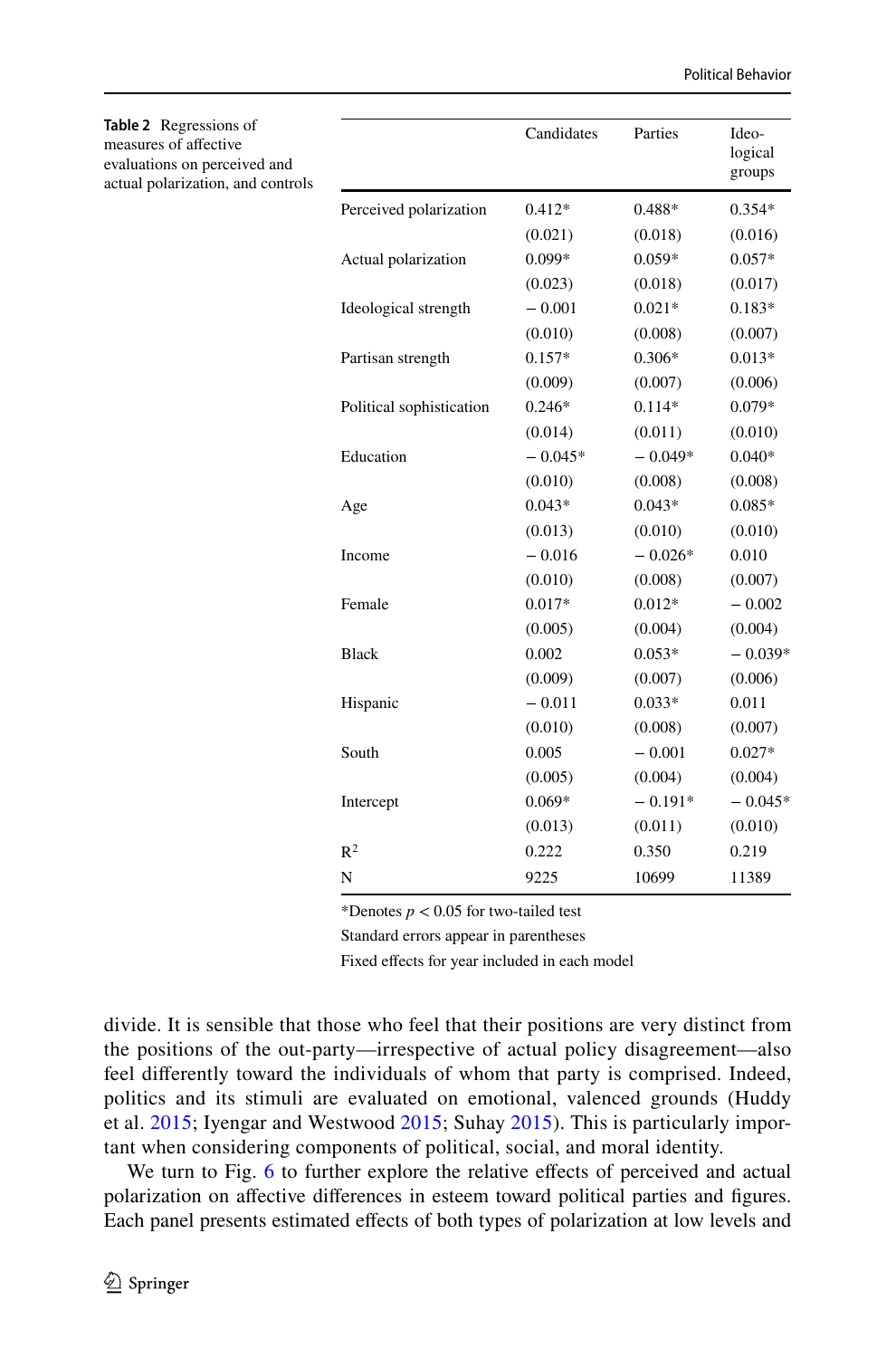**Table 2** Regressions of measures of affective evaluations on perceived and actual polarization, and controls

| | Candidates | Parties | Ideological groups |
|---|---|---|---|
| Perceived polarization | 0.412* | 0.488* | 0.354* |
| | (0.021) | (0.018) | (0.016) |
| Actual polarization | 0.099* | 0.059* | 0.057* |
| | (0.023) | (0.018) | (0.017) |
| Ideological strength | − 0.001 | 0.021* | 0.183* |
| | (0.010) | (0.008) | (0.007) |
| Partisan strength | 0.157* | 0.306* | 0.013* |
| | (0.009) | (0.007) | (0.006) |
| Political sophistication | 0.246* | 0.114* | 0.079* |
| | (0.014) | (0.011) | (0.010) |
| Education | − 0.045* | − 0.049* | 0.040* |
| | (0.010) | (0.008) | (0.008) |
| Age | 0.043* | 0.043* | 0.085* |
| | (0.013) | (0.010) | (0.010) |
| Income | − 0.016 | − 0.026* | 0.010 |
| | (0.010) | (0.008) | (0.007) |
| Female | 0.017* | 0.012* | − 0.002 |
| | (0.005) | (0.004) | (0.004) |
| Black | 0.002 | 0.053* | − 0.039* |
| | (0.009) | (0.007) | (0.006) |
| Hispanic | − 0.011 | 0.033* | 0.011 |
| | (0.010) | (0.008) | (0.007) |
| South | 0.005 | − 0.001 | 0.027* |
| | (0.005) | (0.004) | (0.004) |
| Intercept | 0.069* | − 0.191* | − 0.045* |
| | (0.013) | (0.011) | (0.010) |
| $R^2$ | 0.222 | 0.350 | 0.219 |
| N | 9225 | 10699 | 11389 |

*Denotes $p < 0.05$ for two-tailed test

Standard errors appear in parentheses

Fixed effects for year included in each model

divide. It is sensible that those who feel that their positions are very distinct from the positions of the out-party—irrespective of actual policy disagreement—also feel differently toward the individuals of whom that party is comprised. Indeed, politics and its stimuli are evaluated on emotional, valenced grounds (Huddy et al. 2015; Iyengar and Westwood 2015; Suhay 2015). This is particularly important when considering components of political, social, and moral identity.

We turn to Fig. 6 to further explore the relative effects of perceived and actual polarization on affective differences in esteem toward political parties and figures. Each panel presents estimated effects of both types of polarization at low levels and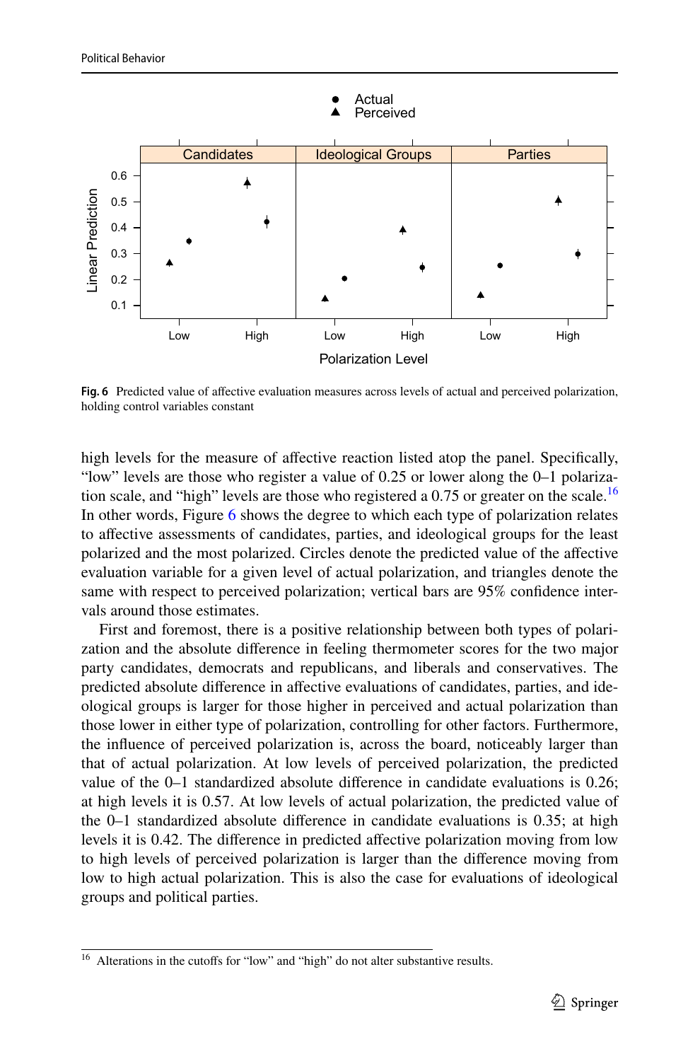Fig. 6 Predicted value of affective evaluation measures across levels of actual and perceived polarization, holding control variables constant

high levels for the measure of affective reaction listed atop the panel. Specifically, "low" levels are those who register a value of 0.25 or lower along the 0–1 polarization scale, and "high" levels are those who registered a 0.75 or greater on the scale.[16] In other words, Figure 6 shows the degree to which each type of polarization relates to affective assessments of candidates, parties, and ideological groups for the least polarized and the most polarized. Circles denote the predicted value of the affective evaluation variable for a given level of actual polarization, and triangles denote the same with respect to perceived polarization; vertical bars are 95% confidence intervals around those estimates.

First and foremost, there is a positive relationship between both types of polarization and the absolute difference in feeling thermometer scores for the two major party candidates, democrats and republicans, and liberals and conservatives. The predicted absolute difference in affective evaluations of candidates, parties, and ideological groups is larger for those higher in perceived and actual polarization than those lower in either type of polarization, controlling for other factors. Furthermore, the influence of perceived polarization is, across the board, noticeably larger than that of actual polarization. At low levels of perceived polarization, the predicted value of the 0–1 standardized absolute difference in candidate evaluations is 0.26; at high levels it is 0.57. At low levels of actual polarization, the predicted value of the 0–1 standardized absolute difference in candidate evaluations is 0.35; at high levels it is 0.42. The difference in predicted affective polarization moving from low to high levels of perceived polarization is larger than the difference moving from low to high actual polarization. This is also the case for evaluations of ideological groups and political parties.

[16] Alterations in the cutoffs for "low" and "high" do not alter substantive results.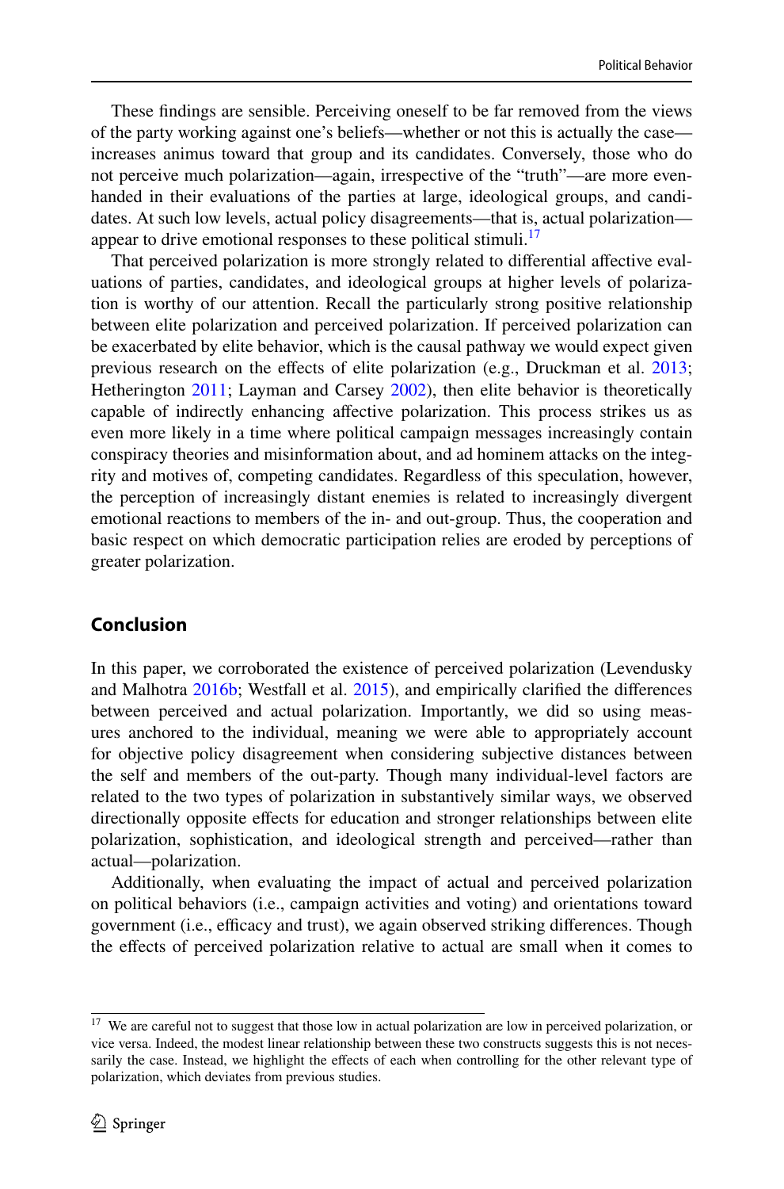These findings are sensible. Perceiving oneself to be far removed from the views of the party working against one's beliefs—whether or not this is actually the case—increases animus toward that group and its candidates. Conversely, those who do not perceive much polarization—again, irrespective of the "truth"—are more even-handed in their evaluations of the parties at large, ideological groups, and candidates. At such low levels, actual policy disagreements—that is, actual polarization—appear to drive emotional responses to these political stimuli.[17]

That perceived polarization is more strongly related to differential affective evaluations of parties, candidates, and ideological groups at higher levels of polarization is worthy of our attention. Recall the particularly strong positive relationship between elite polarization and perceived polarization. If perceived polarization can be exacerbated by elite behavior, which is the causal pathway we would expect given previous research on the effects of elite polarization (e.g., Druckman et al. 2013; Hetherington 2011; Layman and Carsey 2002), then elite behavior is theoretically capable of indirectly enhancing affective polarization. This process strikes us as even more likely in a time where political campaign messages increasingly contain conspiracy theories and misinformation about, and ad hominem attacks on the integrity and motives of, competing candidates. Regardless of this speculation, however, the perception of increasingly distant enemies is related to increasingly divergent emotional reactions to members of the in- and out-group. Thus, the cooperation and basic respect on which democratic participation relies are eroded by perceptions of greater polarization.

## Conclusion

In this paper, we corroborated the existence of perceived polarization (Levendusky and Malhotra 2016b; Westfall et al. 2015), and empirically clarified the differences between perceived and actual polarization. Importantly, we did so using measures anchored to the individual, meaning we were able to appropriately account for objective policy disagreement when considering subjective distances between the self and members of the out-party. Though many individual-level factors are related to the two types of polarization in substantively similar ways, we observed directionally opposite effects for education and stronger relationships between elite polarization, sophistication, and ideological strength and perceived—rather than actual—polarization.

Additionally, when evaluating the impact of actual and perceived polarization on political behaviors (i.e., campaign activities and voting) and orientations toward government (i.e., efficacy and trust), we again observed striking differences. Though the effects of perceived polarization relative to actual are small when it comes to

---

[17] We are careful not to suggest that those low in actual polarization are low in perceived polarization, or vice versa. Indeed, the modest linear relationship between these two constructs suggests this is not necessarily the case. Instead, we highlight the effects of each when controlling for the other relevant type of polarization, which deviates from previous studies.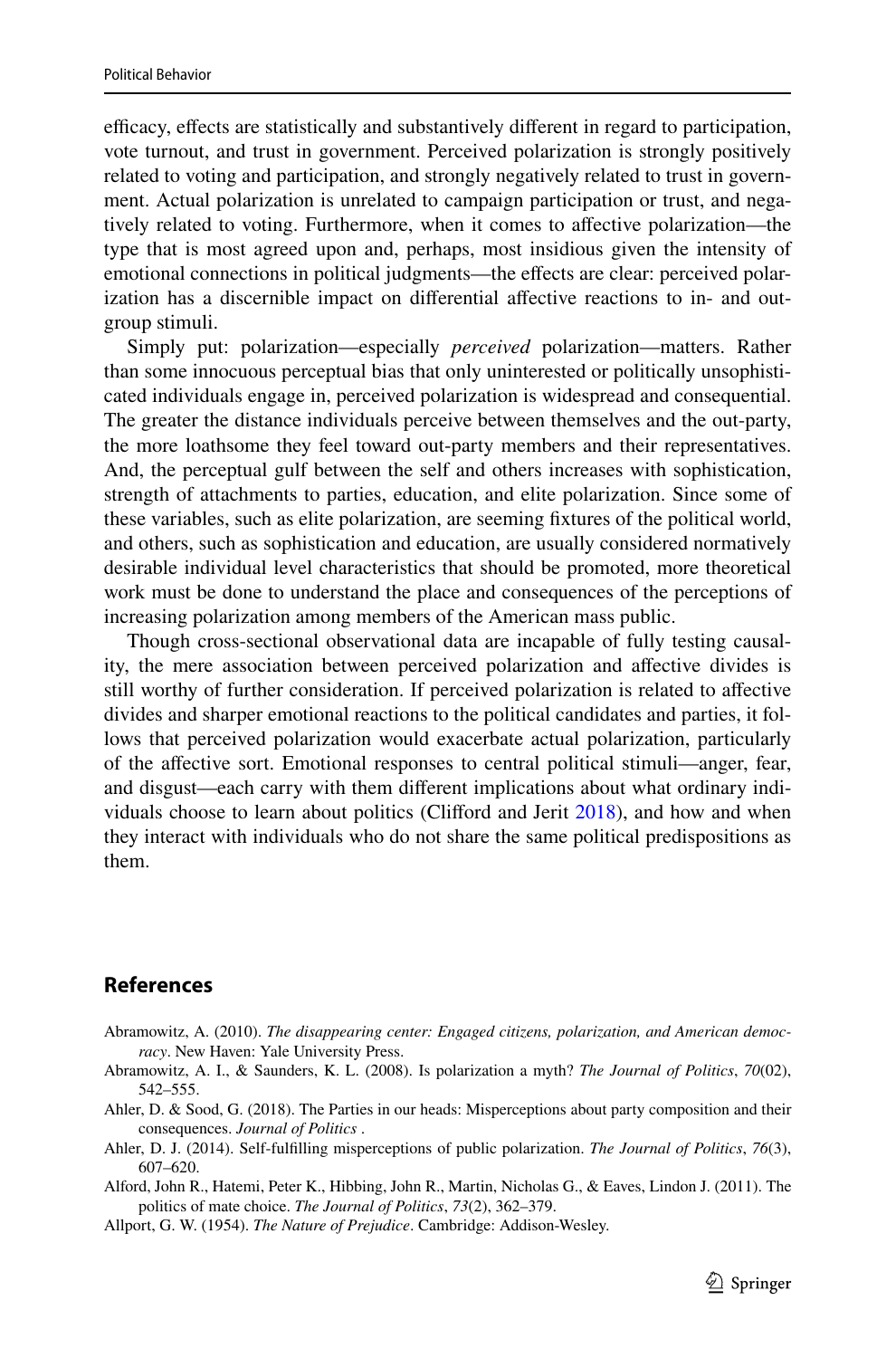efficacy, effects are statistically and substantively different in regard to participation, vote turnout, and trust in government. Perceived polarization is strongly positively related to voting and participation, and strongly negatively related to trust in government. Actual polarization is unrelated to campaign participation or trust, and negatively related to voting. Furthermore, when it comes to affective polarization—the type that is most agreed upon and, perhaps, most insidious given the intensity of emotional connections in political judgments—the effects are clear: perceived polarization has a discernible impact on differential affective reactions to in- and out-group stimuli.

Simply put: polarization—especially *perceived* polarization—matters. Rather than some innocuous perceptual bias that only uninterested or politically unsophisticated individuals engage in, perceived polarization is widespread and consequential. The greater the distance individuals perceive between themselves and the out-party, the more loathsome they feel toward out-party members and their representatives. And, the perceptual gulf between the self and others increases with sophistication, strength of attachments to parties, education, and elite polarization. Since some of these variables, such as elite polarization, are seeming fixtures of the political world, and others, such as sophistication and education, are usually considered normatively desirable individual level characteristics that should be promoted, more theoretical work must be done to understand the place and consequences of the perceptions of increasing polarization among members of the American mass public.

Though cross-sectional observational data are incapable of fully testing causality, the mere association between perceived polarization and affective divides is still worthy of further consideration. If perceived polarization is related to affective divides and sharper emotional reactions to the political candidates and parties, it follows that perceived polarization would exacerbate actual polarization, particularly of the affective sort. Emotional responses to central political stimuli—anger, fear, and disgust—each carry with them different implications about what ordinary individuals choose to learn about politics (Clifford and Jerit 2018), and how and when they interact with individuals who do not share the same political predispositions as them.

## References

Abramowitz, A. (2010). *The disappearing center: Engaged citizens, polarization, and American democracy*. New Haven: Yale University Press.

Abramowitz, A. I., & Saunders, K. L. (2008). Is polarization a myth? *The Journal of Politics*, *70*(02), 542–555.

Ahler, D. & Sood, G. (2018). The Parties in our heads: Misperceptions about party composition and their consequences. *Journal of Politics* .

Ahler, D. J. (2014). Self-fulfilling misperceptions of public polarization. *The Journal of Politics*, *76*(3), 607–620.

Alford, John R., Hatemi, Peter K., Hibbing, John R., Martin, Nicholas G., & Eaves, Lindon J. (2011). The politics of mate choice. *The Journal of Politics*, *73*(2), 362–379.

Allport, G. W. (1954). *The Nature of Prejudice*. Cambridge: Addison-Wesley.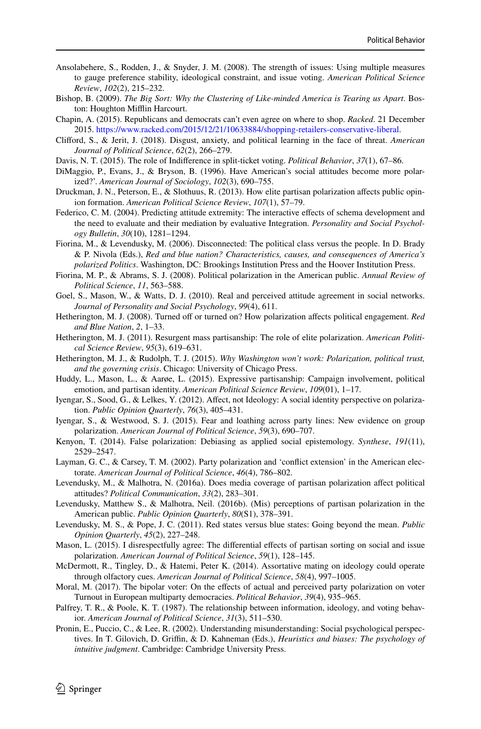Ansolabehere, S., Rodden, J., & Snyder, J. M. (2008). The strength of issues: Using multiple measures to gauge preference stability, ideological constraint, and issue voting. *American Political Science Review*, *102*(2), 215–232.

Bishop, B. (2009). *The Big Sort: Why the Clustering of Like-minded America is Tearing us Apart*. Boston: Houghton Mifflin Harcourt.

Chapin, A. (2015). Republicans and democrats can't even agree on where to shop. *Racked*. 21 December 2015. https://www.racked.com/2015/12/21/10633884/shopping-retailers-conservative-liberal.

Clifford, S., & Jerit, J. (2018). Disgust, anxiety, and political learning in the face of threat. *American Journal of Political Science*, *62*(2), 266–279.

Davis, N. T. (2015). The role of Indifference in split-ticket voting. *Political Behavior*, *37*(1), 67–86.

DiMaggio, P., Evans, J., & Bryson, B. (1996). Have American's social attitudes become more polarized?'. *American Journal of Sociology*, *102*(3), 690–755.

Druckman, J. N., Peterson, E., & Slothuus, R. (2013). How elite partisan polarization affects public opinion formation. *American Political Science Review*, *107*(1), 57–79.

Federico, C. M. (2004). Predicting attitude extremity: The interactive effects of schema development and the need to evaluate and their mediation by evaluative Integration. *Personality and Social Psychology Bulletin*, *30*(10), 1281–1294.

Fiorina, M., & Levendusky, M. (2006). Disconnected: The political class versus the people. In D. Brady & P. Nivola (Eds.), *Red and blue nation? Characteristics, causes, and consequences of America's polarized Politics*. Washington, DC: Brookings Institution Press and the Hoover Institution Press.

Fiorina, M. P., & Abrams, S. J. (2008). Political polarization in the American public. *Annual Review of Political Science*, *11*, 563–588.

Goel, S., Mason, W., & Watts, D. J. (2010). Real and perceived attitude agreement in social networks. *Journal of Personality and Social Psychology*, *99*(4), 611.

Hetherington, M. J. (2008). Turned off or turned on? How polarization affects political engagement. *Red and Blue Nation*, *2*, 1–33.

Hetherington, M. J. (2011). Resurgent mass partisanship: The role of elite polarization. *American Political Science Review*, *95*(3), 619–631.

Hetherington, M. J., & Rudolph, T. J. (2015). *Why Washington won't work: Polarization, political trust, and the governing crisis*. Chicago: University of Chicago Press.

Huddy, L., Mason, L., & Aarøe, L. (2015). Expressive partisanship: Campaign involvement, political emotion, and partisan identity. *American Political Science Review*, *109*(01), 1–17.

Iyengar, S., Sood, G., & Lelkes, Y. (2012). Affect, not Ideology: A social identity perspective on polarization. *Public Opinion Quarterly*, *76*(3), 405–431.

Iyengar, S., & Westwood, S. J. (2015). Fear and loathing across party lines: New evidence on group polarization. *American Journal of Political Science*, *59*(3), 690–707.

Kenyon, T. (2014). False polarization: Debiasing as applied social epistemology. *Synthese*, *191*(11), 2529–2547.

Layman, G. C., & Carsey, T. M. (2002). Party polarization and 'conflict extension' in the American electorate. *American Journal of Political Science*, *46*(4), 786–802.

Levendusky, M., & Malhotra, N. (2016a). Does media coverage of partisan polarization affect political attitudes? *Political Communication*, *33*(2), 283–301.

Levendusky, Matthew S., & Malhotra, Neil. (2016b). (Mis) perceptions of partisan polarization in the American public. *Public Opinion Quarterly*, *80*(S1), 378–391.

Levendusky, M. S., & Pope, J. C. (2011). Red states versus blue states: Going beyond the mean. *Public Opinion Quarterly*, *45*(2), 227–248.

Mason, L. (2015). I disrespectfully agree: The differential effects of partisan sorting on social and issue polarization. *American Journal of Political Science*, *59*(1), 128–145.

McDermott, R., Tingley, D., & Hatemi, Peter K. (2014). Assortative mating on ideology could operate through olfactory cues. *American Journal of Political Science*, *58*(4), 997–1005.

Moral, M. (2017). The bipolar voter: On the effects of actual and perceived party polarization on voter Turnout in European multiparty democracies. *Political Behavior*, *39*(4), 935–965.

Palfrey, T. R., & Poole, K. T. (1987). The relationship between information, ideology, and voting behavior. *American Journal of Political Science*, *31*(3), 511–530.

Pronin, E., Puccio, C., & Lee, R. (2002). Understanding misunderstanding: Social psychological perspectives. In T. Gilovich, D. Griffin, & D. Kahneman (Eds.), *Heuristics and biases: The psychology of intuitive judgment*. Cambridge: Cambridge University Press.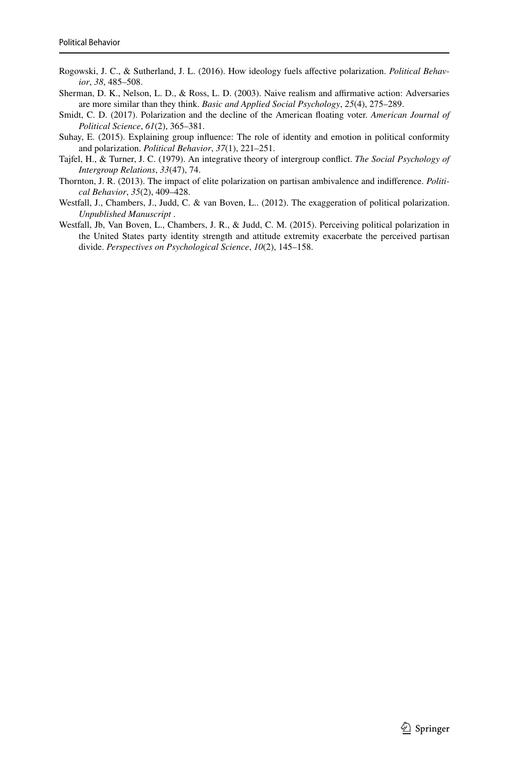Rogowski, J. C., & Sutherland, J. L. (2016). How ideology fuels affective polarization. *Political Behavior*, *38*, 485–508.

Sherman, D. K., Nelson, L. D., & Ross, L. D. (2003). Naive realism and affirmative action: Adversaries are more similar than they think. *Basic and Applied Social Psychology*, *25*(4), 275–289.

Smidt, C. D. (2017). Polarization and the decline of the American floating voter. *American Journal of Political Science*, *61*(2), 365–381.

Suhay, E. (2015). Explaining group influence: The role of identity and emotion in political conformity and polarization. *Political Behavior*, *37*(1), 221–251.

Tajfel, H., & Turner, J. C. (1979). An integrative theory of intergroup conflict. *The Social Psychology of Intergroup Relations*, *33*(47), 74.

Thornton, J. R. (2013). The impact of elite polarization on partisan ambivalence and indifference. *Political Behavior*, *35*(2), 409–428.

Westfall, J., Chambers, J., Judd, C. & van Boven, L.. (2012). The exaggeration of political polarization. *Unpublished Manuscript* .

Westfall, Jb, Van Boven, L., Chambers, J. R., & Judd, C. M. (2015). Perceiving political polarization in the United States party identity strength and attitude extremity exacerbate the perceived partisan divide. *Perspectives on Psychological Science*, *10*(2), 145–158.